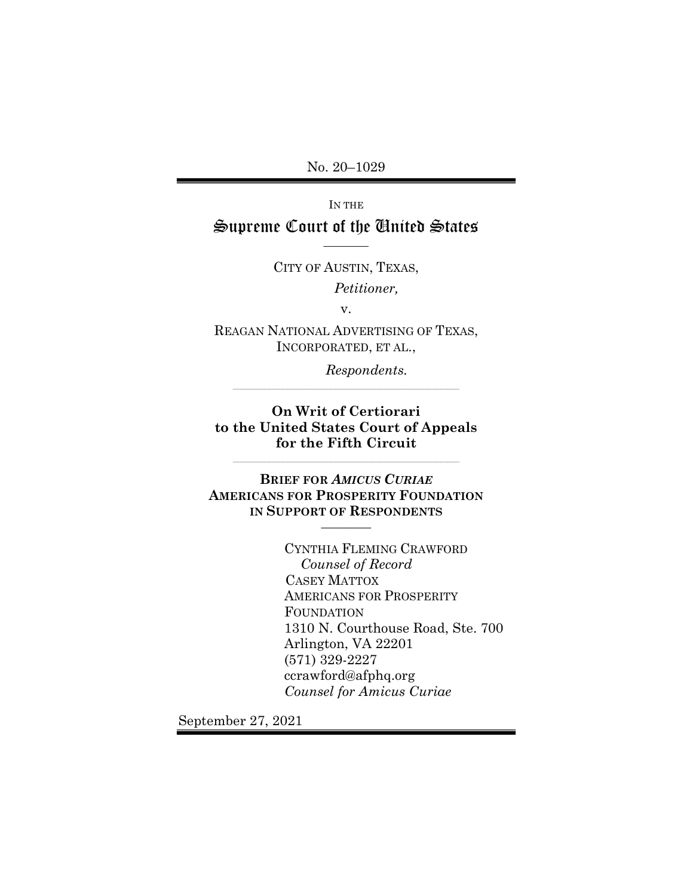No. 20–1029

IN THE

# Supreme Court of the United States

CITY OF AUSTIN, TEXAS,

*Petitioner,*

v.

REAGAN NATIONAL ADVERTISING OF TEXAS, INCORPORATED, ET AL.,

*Respondents.*

**On Writ of Certiorari to the United States Court of Appeals for the Fifth Circuit**

**BRIEF FOR *AMICUS CURIAE* AMERICANS FOR PROSPERITY FOUNDATION IN SUPPORT OF RESPONDENTS**

CYNTHIA FLEMING CRAWFORD
*Counsel of Record*
CASEY MATTOX
AMERICANS FOR PROSPERITY FOUNDATION
1310 N. Courthouse Road, Ste. 700
Arlington, VA 22201
(571) 329-2227
ccrawford@afphq.org
*Counsel for Amicus Curiae*

September 27, 2021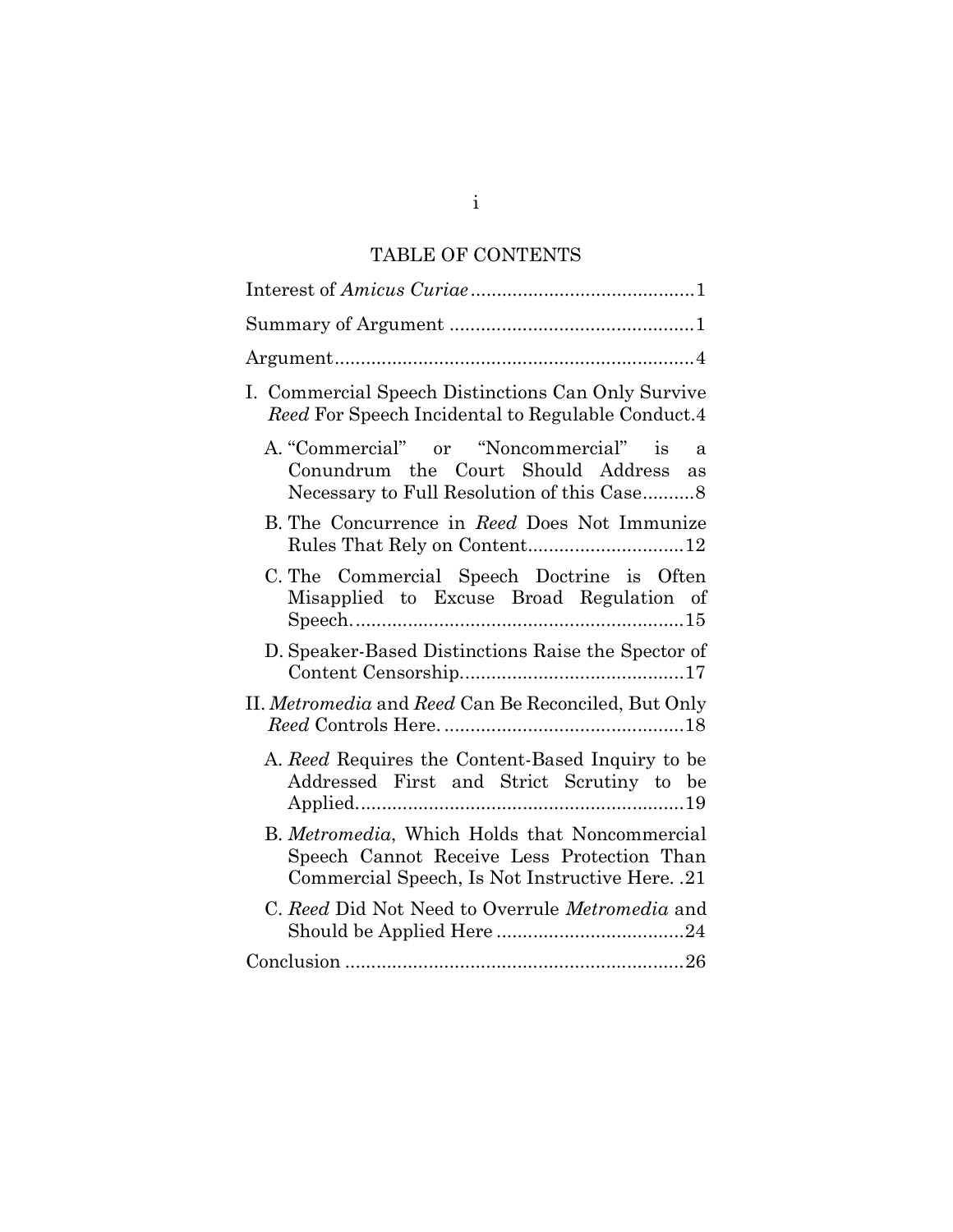# TABLE OF CONTENTS

Interest of *Amicus Curiae* .......................................... 1

Summary of Argument .............................................. 1

Argument .................................................................... 4

I. Commercial Speech Distinctions Can Only Survive *Reed* For Speech Incidental to Regulable Conduct. 4

   A. "Commercial" or "Noncommercial" is a Conundrum the Court Should Address as Necessary to Full Resolution of this Case .......... 8

   B. The Concurrence in *Reed* Does Not Immunize Rules That Rely on Content .............................. 12

   C. The Commercial Speech Doctrine is Often Misapplied to Excuse Broad Regulation of Speech. ............................................................... 15

   D. Speaker-Based Distinctions Raise the Spector of Content Censorship .......................................... 17

II. *Metromedia* and *Reed* Can Be Reconciled, But Only *Reed* Controls Here. ............................................ 18

   A. *Reed* Requires the Content-Based Inquiry to be Addressed First and Strict Scrutiny to be Applied. ............................................................. 19

   B. *Metromedia*, Which Holds that Noncommercial Speech Cannot Receive Less Protection Than Commercial Speech, Is Not Instructive Here. . 21

   C. *Reed* Did Not Need to Overrule *Metromedia* and Should be Applied Here .................................... 24

Conclusion ................................................................ 26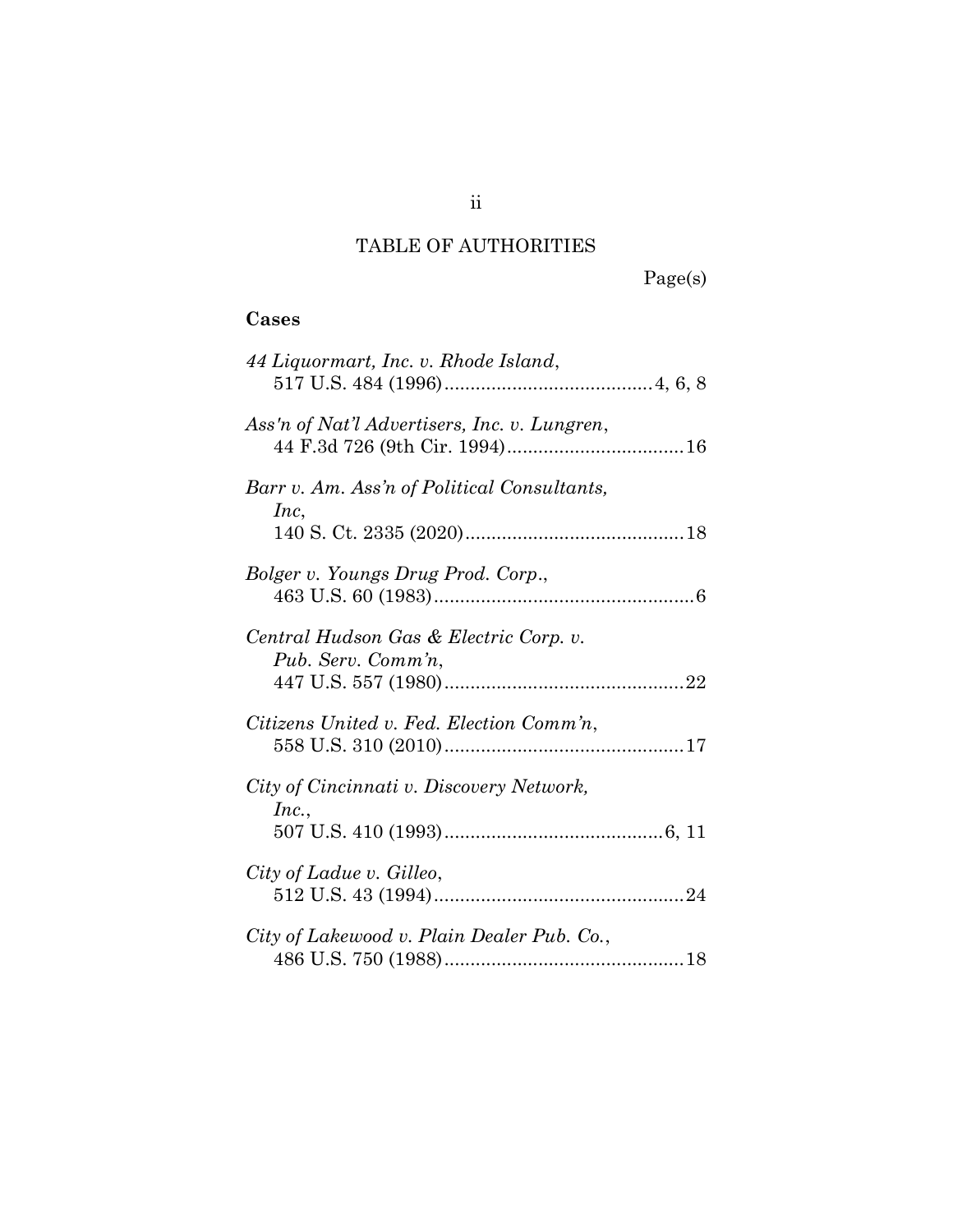# TABLE OF AUTHORITIES

Page(s)

**Cases**

*44 Liquormart, Inc. v. Rhode Island*,
517 U.S. 484 (1996)........................................4, 6, 8

*Ass'n of Nat'l Advertisers, Inc. v. Lungren*,
44 F.3d 726 (9th Cir. 1994)..................................16

*Barr v. Am. Ass'n of Political Consultants, Inc*,
140 S. Ct. 2335 (2020)..........................................18

*Bolger v. Youngs Drug Prod. Corp.*,
463 U.S. 60 (1983)..................................................6

*Central Hudson Gas & Electric Corp. v. Pub. Serv. Comm'n*,
447 U.S. 557 (1980)..............................................22

*Citizens United v. Fed. Election Comm'n*,
558 U.S. 310 (2010)..............................................17

*City of Cincinnati v. Discovery Network, Inc.*,
507 U.S. 410 (1993)..........................................6, 11

*City of Ladue v. Gilleo*,
512 U.S. 43 (1994)................................................24

*City of Lakewood v. Plain Dealer Pub. Co.*,
486 U.S. 750 (1988)..............................................18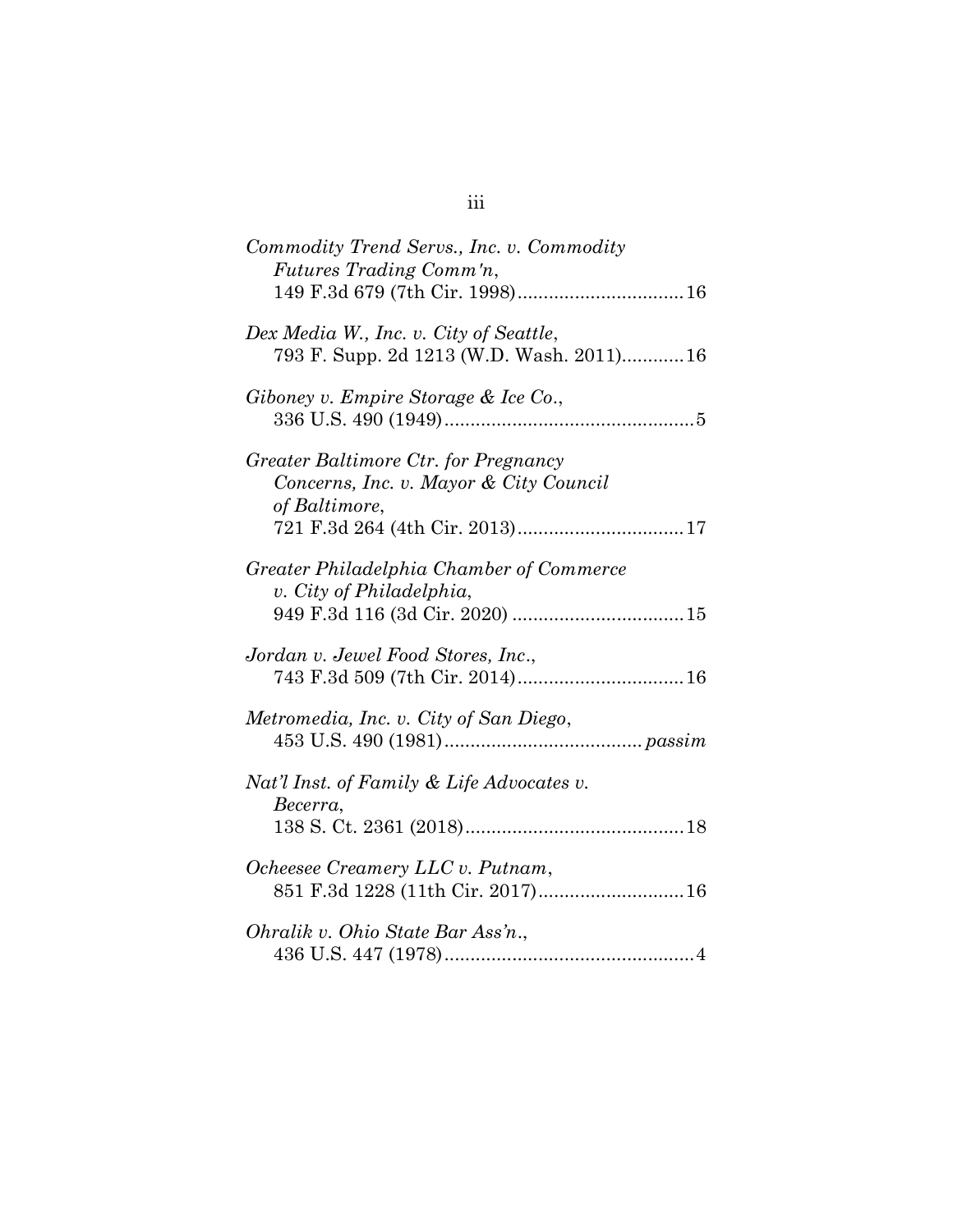*Commodity Trend Servs., Inc. v. Commodity Futures Trading Comm'n*,
149 F.3d 679 (7th Cir. 1998) ................................ 16

*Dex Media W., Inc. v. City of Seattle*,
793 F. Supp. 2d 1213 (W.D. Wash. 2011) ............ 16

*Giboney v. Empire Storage & Ice Co.*,
336 U.S. 490 (1949) ................................................ 5

*Greater Baltimore Ctr. for Pregnancy Concerns, Inc. v. Mayor & City Council of Baltimore*,
721 F.3d 264 (4th Cir. 2013) ................................ 17

*Greater Philadelphia Chamber of Commerce v. City of Philadelphia*,
949 F.3d 116 (3d Cir. 2020) ................................ 15

*Jordan v. Jewel Food Stores, Inc.*,
743 F.3d 509 (7th Cir. 2014) ................................ 16

*Metromedia, Inc. v. City of San Diego*,
453 U.S. 490 (1981) ..................................... *passim*

*Nat'l Inst. of Family & Life Advocates v. Becerra*,
138 S. Ct. 2361 (2018) .......................................... 18

*Ocheesee Creamery LLC v. Putnam*,
851 F.3d 1228 (11th Cir. 2017) ............................ 16

*Ohralik v. Ohio State Bar Ass'n.*,
436 U.S. 447 (1978) ................................................ 4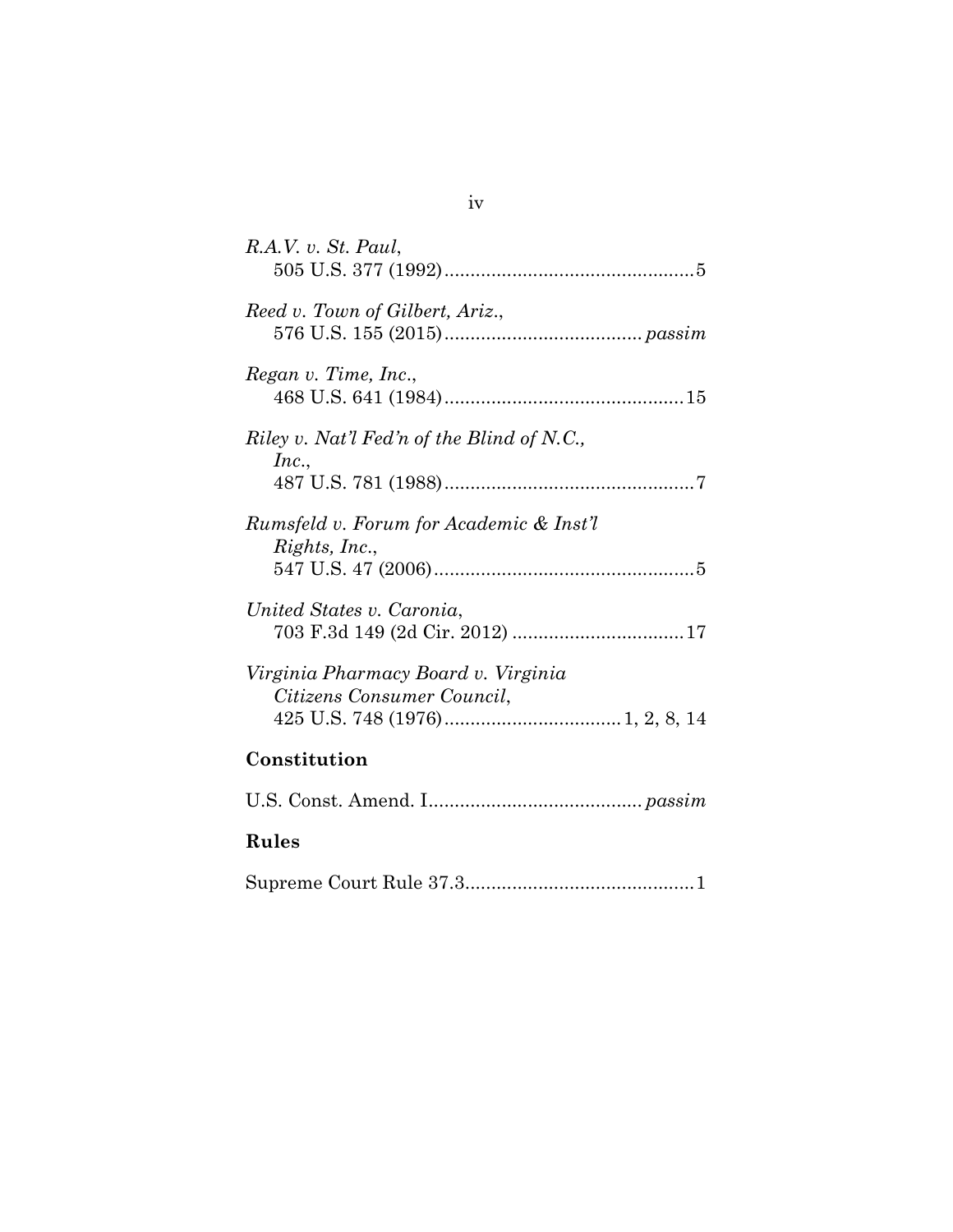*R.A.V. v. St. Paul*,
505 U.S. 377 (1992)................................................5

*Reed v. Town of Gilbert, Ariz.*,
576 U.S. 155 (2015)..................................... *passim*

*Regan v. Time, Inc.*,
468 U.S. 641 (1984).............................................15

*Riley v. Nat'l Fed'n of the Blind of N.C., Inc.*,
487 U.S. 781 (1988)................................................7

*Rumsfeld v. Forum for Academic & Inst'l Rights, Inc.*,
547 U.S. 47 (2006)..................................................5

*United States v. Caronia*,
703 F.3d 149 (2d Cir. 2012) ................................17

*Virginia Pharmacy Board v. Virginia Citizens Consumer Council*,
425 U.S. 748 (1976).................................1, 2, 8, 14

## Constitution

U.S. Const. Amend. I......................................... *passim*

## Rules

Supreme Court Rule 37.3...........................................1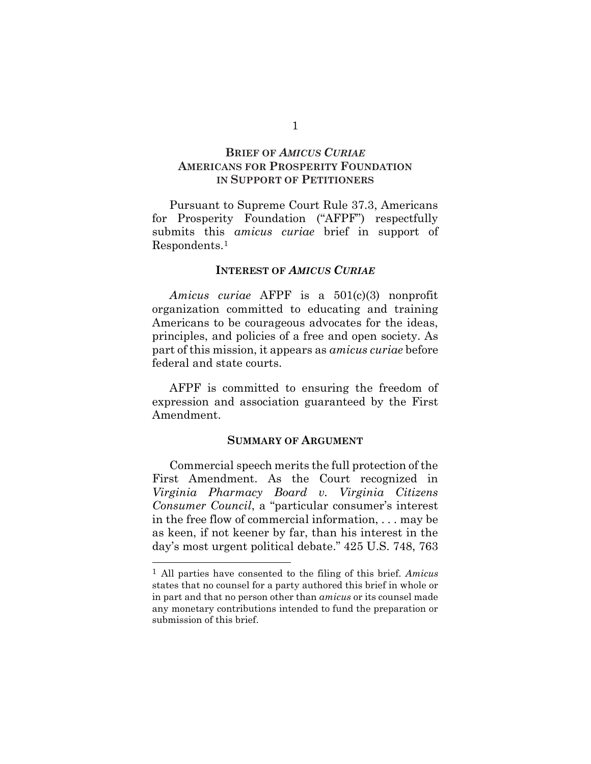## BRIEF OF *AMICUS CURIAE* AMERICANS FOR PROSPERITY FOUNDATION IN SUPPORT OF PETITIONERS

Pursuant to Supreme Court Rule 37.3, Americans for Prosperity Foundation ("AFPF") respectfully submits this *amicus curiae* brief in support of Respondents.[1]

### INTEREST OF *AMICUS CURIAE*

*Amicus curiae* AFPF is a 501(c)(3) nonprofit organization committed to educating and training Americans to be courageous advocates for the ideas, principles, and policies of a free and open society. As part of this mission, it appears as *amicus curiae* before federal and state courts.

AFPF is committed to ensuring the freedom of expression and association guaranteed by the First Amendment.

### SUMMARY OF ARGUMENT

Commercial speech merits the full protection of the First Amendment. As the Court recognized in *Virginia Pharmacy Board v. Virginia Citizens Consumer Council*, a "particular consumer's interest in the free flow of commercial information, . . . may be as keen, if not keener by far, than his interest in the day's most urgent political debate." 425 U.S. 748, 763

---

[1] All parties have consented to the filing of this brief. *Amicus* states that no counsel for a party authored this brief in whole or in part and that no person other than *amicus* or its counsel made any monetary contributions intended to fund the preparation or submission of this brief.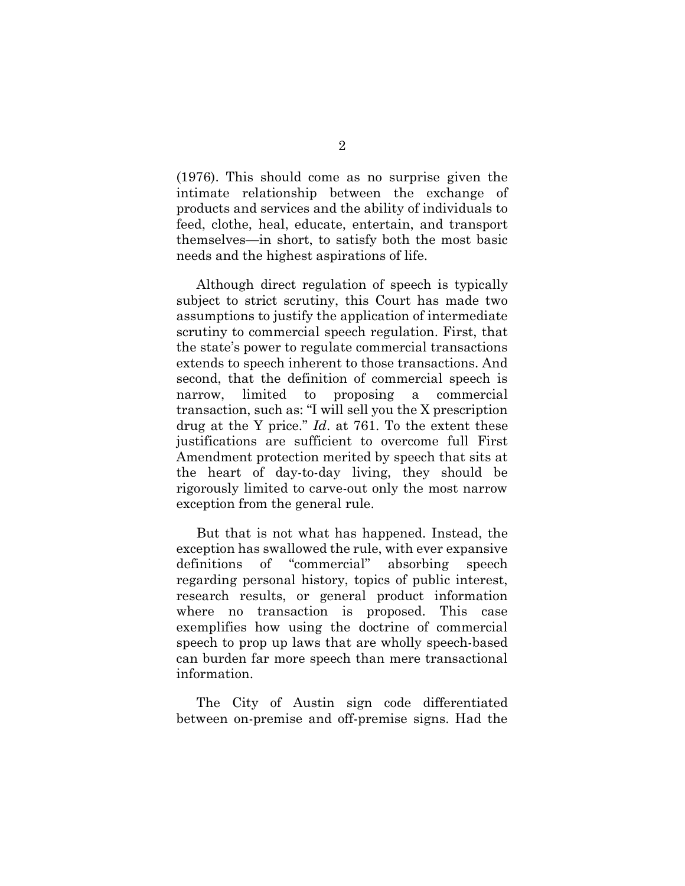(1976). This should come as no surprise given the intimate relationship between the exchange of products and services and the ability of individuals to feed, clothe, heal, educate, entertain, and transport themselves—in short, to satisfy both the most basic needs and the highest aspirations of life.

Although direct regulation of speech is typically subject to strict scrutiny, this Court has made two assumptions to justify the application of intermediate scrutiny to commercial speech regulation. First, that the state's power to regulate commercial transactions extends to speech inherent to those transactions. And second, that the definition of commercial speech is narrow, limited to proposing a commercial transaction, such as: "I will sell you the X prescription drug at the Y price." *Id*. at 761. To the extent these justifications are sufficient to overcome full First Amendment protection merited by speech that sits at the heart of day-to-day living, they should be rigorously limited to carve-out only the most narrow exception from the general rule.

But that is not what has happened. Instead, the exception has swallowed the rule, with ever expansive definitions of "commercial" absorbing speech regarding personal history, topics of public interest, research results, or general product information where no transaction is proposed. This case exemplifies how using the doctrine of commercial speech to prop up laws that are wholly speech-based can burden far more speech than mere transactional information.

The City of Austin sign code differentiated between on-premise and off-premise signs. Had the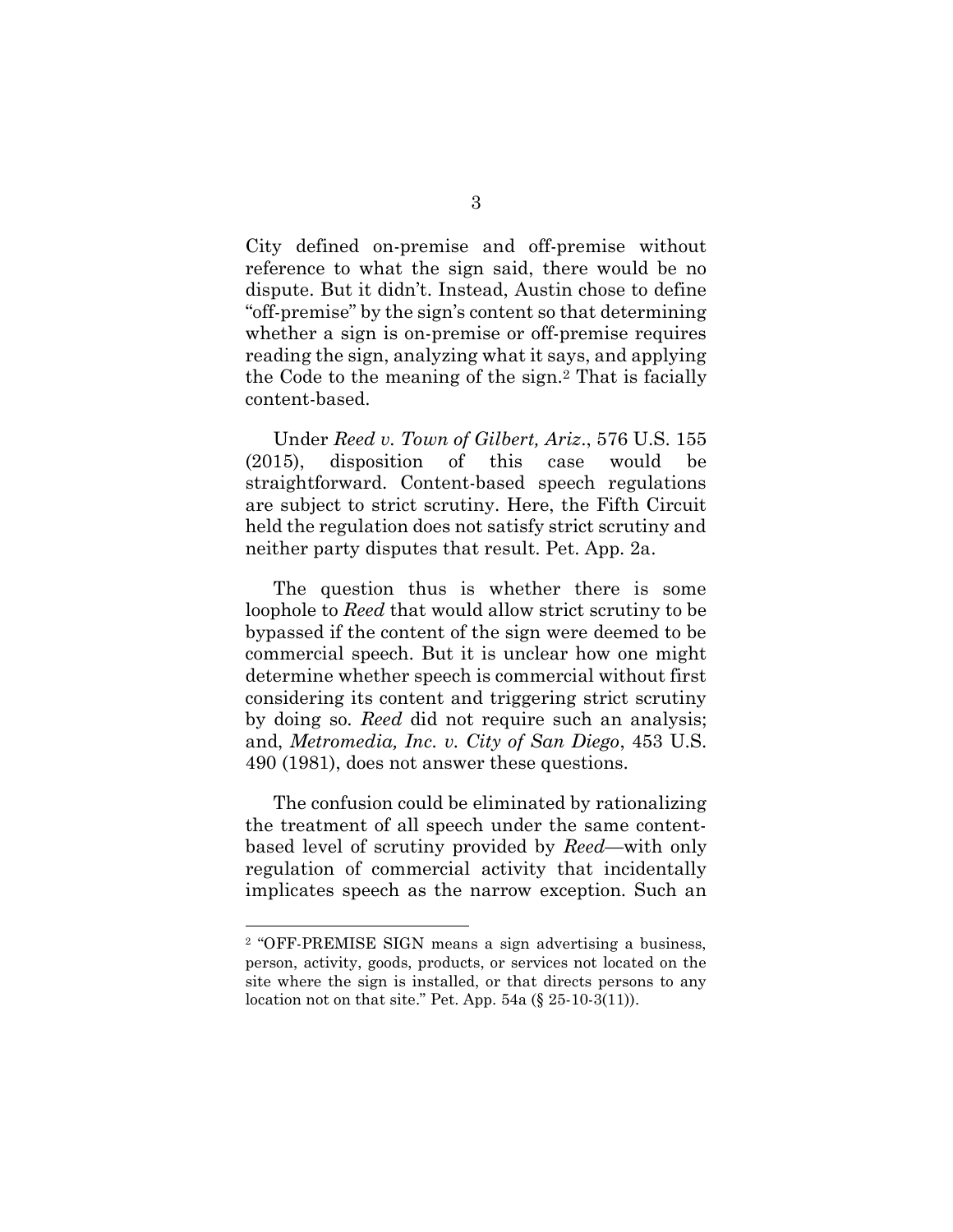City defined on-premise and off-premise without reference to what the sign said, there would be no dispute. But it didn't. Instead, Austin chose to define "off-premise" by the sign's content so that determining whether a sign is on-premise or off-premise requires reading the sign, analyzing what it says, and applying the Code to the meaning of the sign.[2] That is facially content-based.

Under *Reed v. Town of Gilbert, Ariz*., 576 U.S. 155 (2015), disposition of this case would be straightforward. Content-based speech regulations are subject to strict scrutiny. Here, the Fifth Circuit held the regulation does not satisfy strict scrutiny and neither party disputes that result. Pet. App. 2a.

The question thus is whether there is some loophole to *Reed* that would allow strict scrutiny to be bypassed if the content of the sign were deemed to be commercial speech. But it is unclear how one might determine whether speech is commercial without first considering its content and triggering strict scrutiny by doing so. *Reed* did not require such an analysis; and, *Metromedia, Inc. v. City of San Diego*, 453 U.S. 490 (1981), does not answer these questions.

The confusion could be eliminated by rationalizing the treatment of all speech under the same content-based level of scrutiny provided by *Reed*—with only regulation of commercial activity that incidentally implicates speech as the narrow exception. Such an

---

[2] "OFF-PREMISE SIGN means a sign advertising a business, person, activity, goods, products, or services not located on the site where the sign is installed, or that directs persons to any location not on that site." Pet. App. 54a (§ 25-10-3(11)).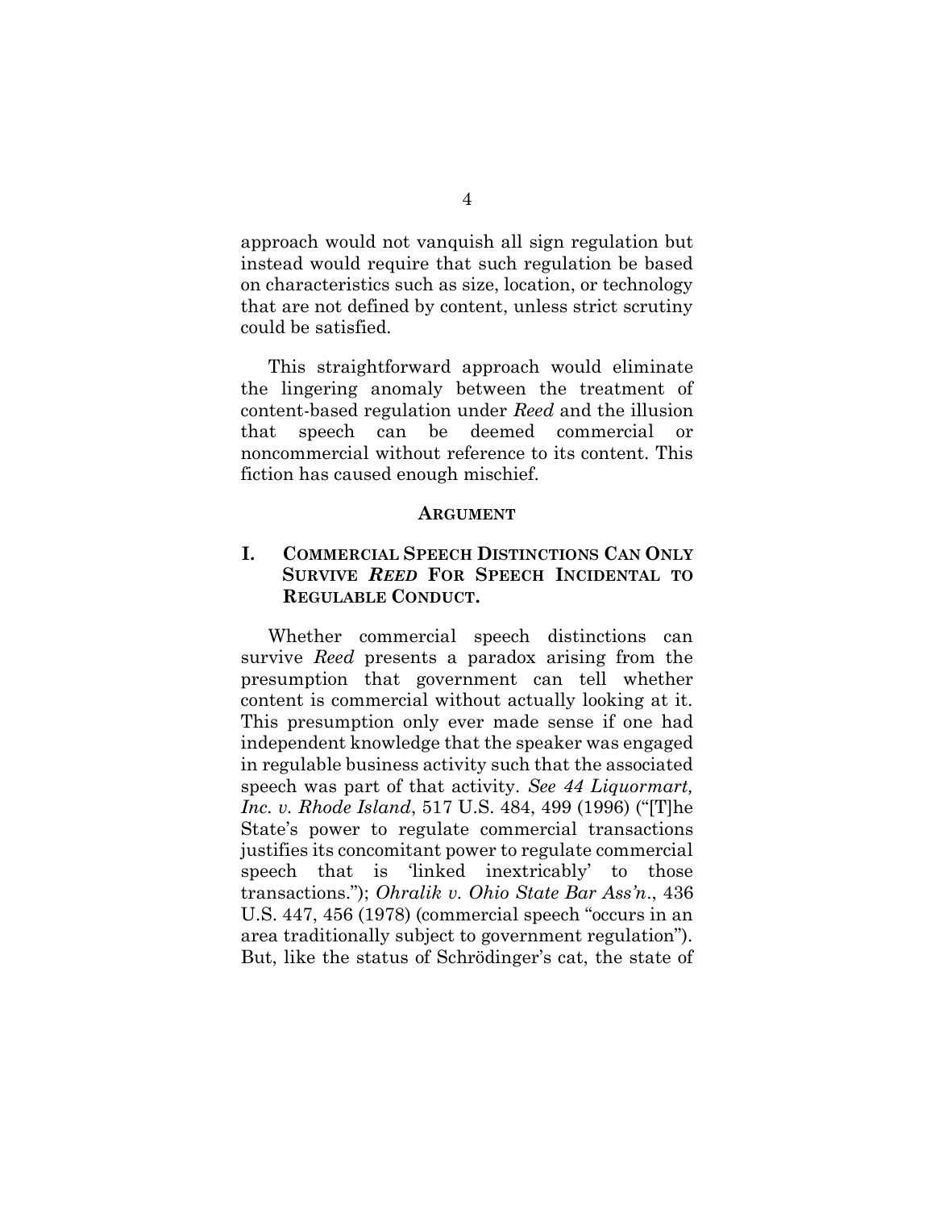approach would not vanquish all sign regulation but instead would require that such regulation be based on characteristics such as size, location, or technology that are not defined by content, unless strict scrutiny could be satisfied.

This straightforward approach would eliminate the lingering anomaly between the treatment of content-based regulation under *Reed* and the illusion that speech can be deemed commercial or noncommercial without reference to its content. This fiction has caused enough mischief.

## ARGUMENT

### I. COMMERCIAL SPEECH DISTINCTIONS CAN ONLY SURVIVE *REED* FOR SPEECH INCIDENTAL TO REGULABLE CONDUCT.

Whether commercial speech distinctions can survive *Reed* presents a paradox arising from the presumption that government can tell whether content is commercial without actually looking at it. This presumption only ever made sense if one had independent knowledge that the speaker was engaged in regulable business activity such that the associated speech was part of that activity. *See 44 Liquormart, Inc. v. Rhode Island*, 517 U.S. 484, 499 (1996) ("[T]he State's power to regulate commercial transactions justifies its concomitant power to regulate commercial speech that is 'linked inextricably' to those transactions."); *Ohralik v. Ohio State Bar Ass'n*., 436 U.S. 447, 456 (1978) (commercial speech "occurs in an area traditionally subject to government regulation"). But, like the status of Schrödinger's cat, the state of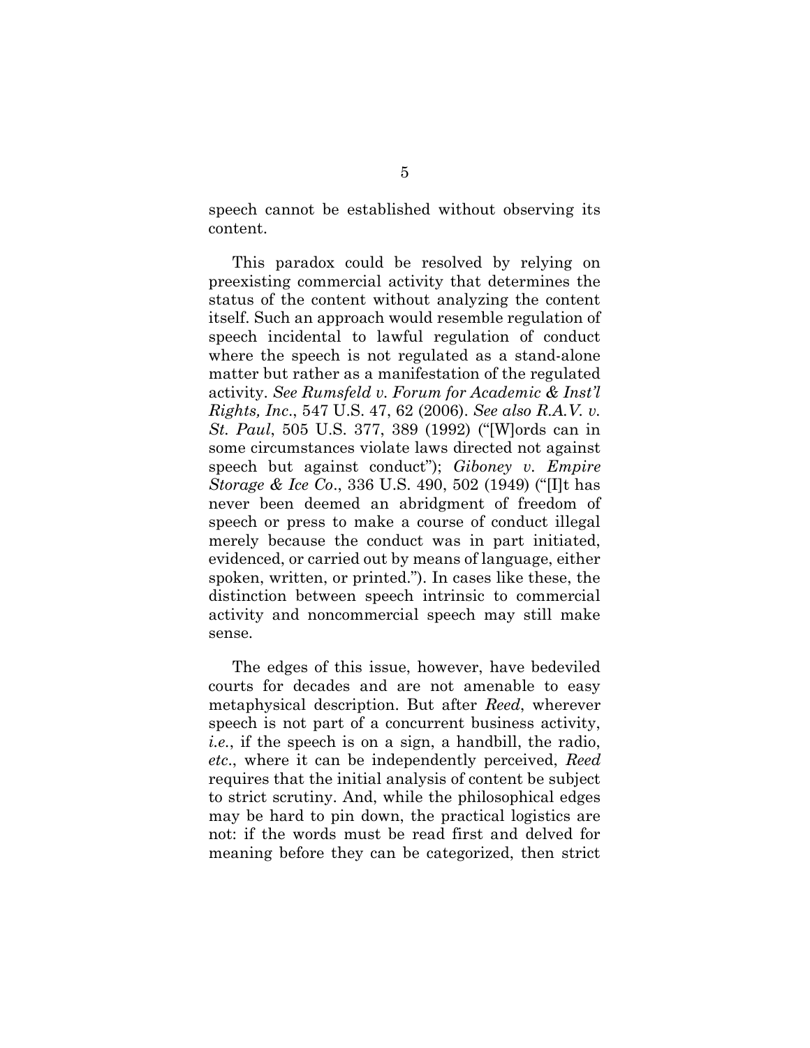speech cannot be established without observing its content.

This paradox could be resolved by relying on preexisting commercial activity that determines the status of the content without analyzing the content itself. Such an approach would resemble regulation of speech incidental to lawful regulation of conduct where the speech is not regulated as a stand-alone matter but rather as a manifestation of the regulated activity. *See Rumsfeld v. Forum for Academic & Inst'l Rights, Inc.*, 547 U.S. 47, 62 (2006). *See also R.A.V. v. St. Paul*, 505 U.S. 377, 389 (1992) ("[W]ords can in some circumstances violate laws directed not against speech but against conduct"); *Giboney v. Empire Storage & Ice Co.*, 336 U.S. 490, 502 (1949) ("[I]t has never been deemed an abridgment of freedom of speech or press to make a course of conduct illegal merely because the conduct was in part initiated, evidenced, or carried out by means of language, either spoken, written, or printed."). In cases like these, the distinction between speech intrinsic to commercial activity and noncommercial speech may still make sense.

The edges of this issue, however, have bedeviled courts for decades and are not amenable to easy metaphysical description. But after *Reed*, wherever speech is not part of a concurrent business activity, *i.e.*, if the speech is on a sign, a handbill, the radio, *etc*., where it can be independently perceived, *Reed* requires that the initial analysis of content be subject to strict scrutiny. And, while the philosophical edges may be hard to pin down, the practical logistics are not: if the words must be read first and delved for meaning before they can be categorized, then strict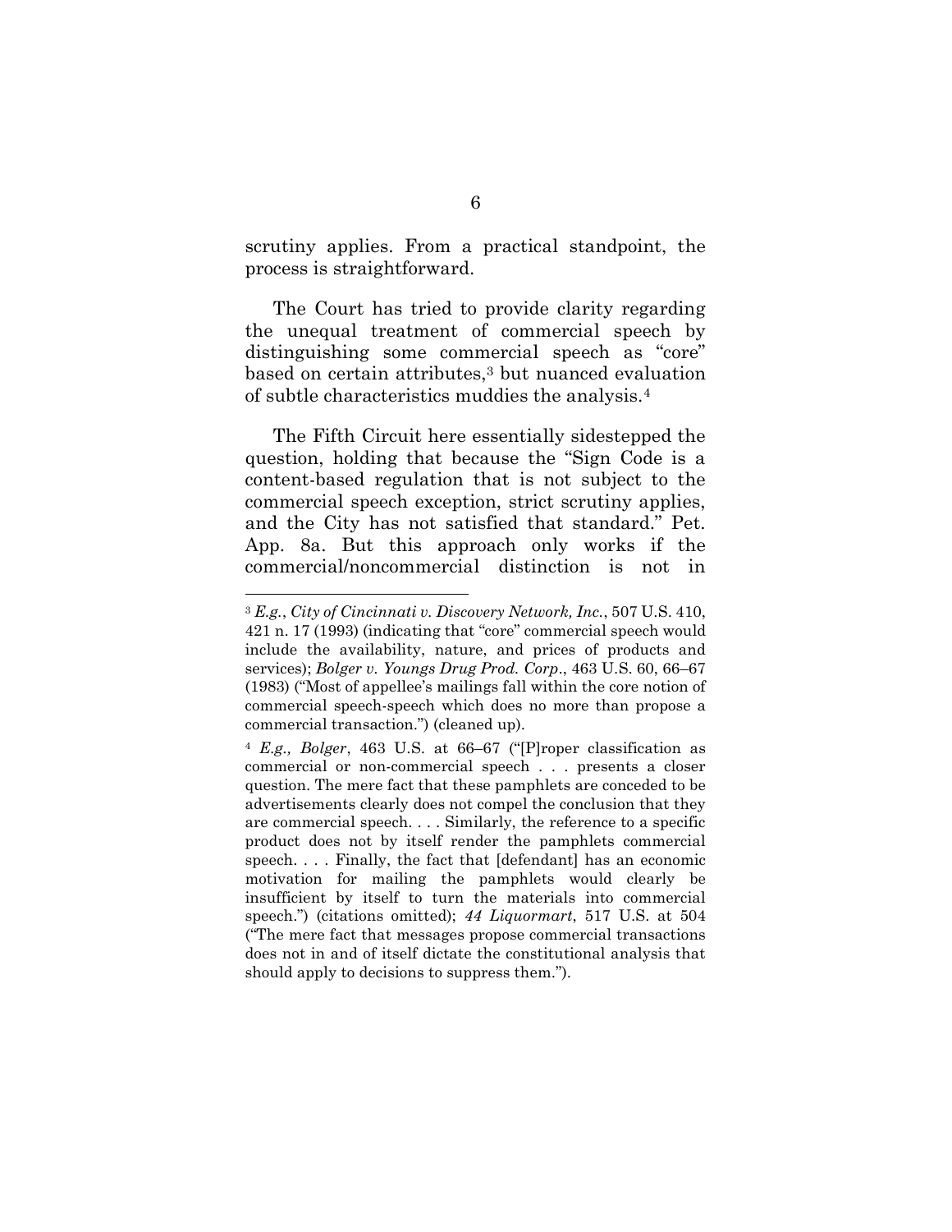scrutiny applies. From a practical standpoint, the process is straightforward.

The Court has tried to provide clarity regarding the unequal treatment of commercial speech by distinguishing some commercial speech as "core" based on certain attributes,[3] but nuanced evaluation of subtle characteristics muddies the analysis.[4]

The Fifth Circuit here essentially sidestepped the question, holding that because the "Sign Code is a content-based regulation that is not subject to the commercial speech exception, strict scrutiny applies, and the City has not satisfied that standard." Pet. App. 8a. But this approach only works if the commercial/noncommercial distinction is not in

---

[3] *E.g.*, *City of Cincinnati v. Discovery Network, Inc.*, 507 U.S. 410, 421 n. 17 (1993) (indicating that "core" commercial speech would include the availability, nature, and prices of products and services); *Bolger v. Youngs Drug Prod. Corp*., 463 U.S. 60, 66–67 (1983) ("Most of appellee's mailings fall within the core notion of commercial speech-speech which does no more than propose a commercial transaction.") (cleaned up).

[4] *E.g., Bolger*, 463 U.S. at 66–67 ("[P]roper classification as commercial or non-commercial speech . . . presents a closer question. The mere fact that these pamphlets are conceded to be advertisements clearly does not compel the conclusion that they are commercial speech. . . . Similarly, the reference to a specific product does not by itself render the pamphlets commercial speech. . . . Finally, the fact that [defendant] has an economic motivation for mailing the pamphlets would clearly be insufficient by itself to turn the materials into commercial speech.") (citations omitted); *44 Liquormart*, 517 U.S. at 504 ("The mere fact that messages propose commercial transactions does not in and of itself dictate the constitutional analysis that should apply to decisions to suppress them.").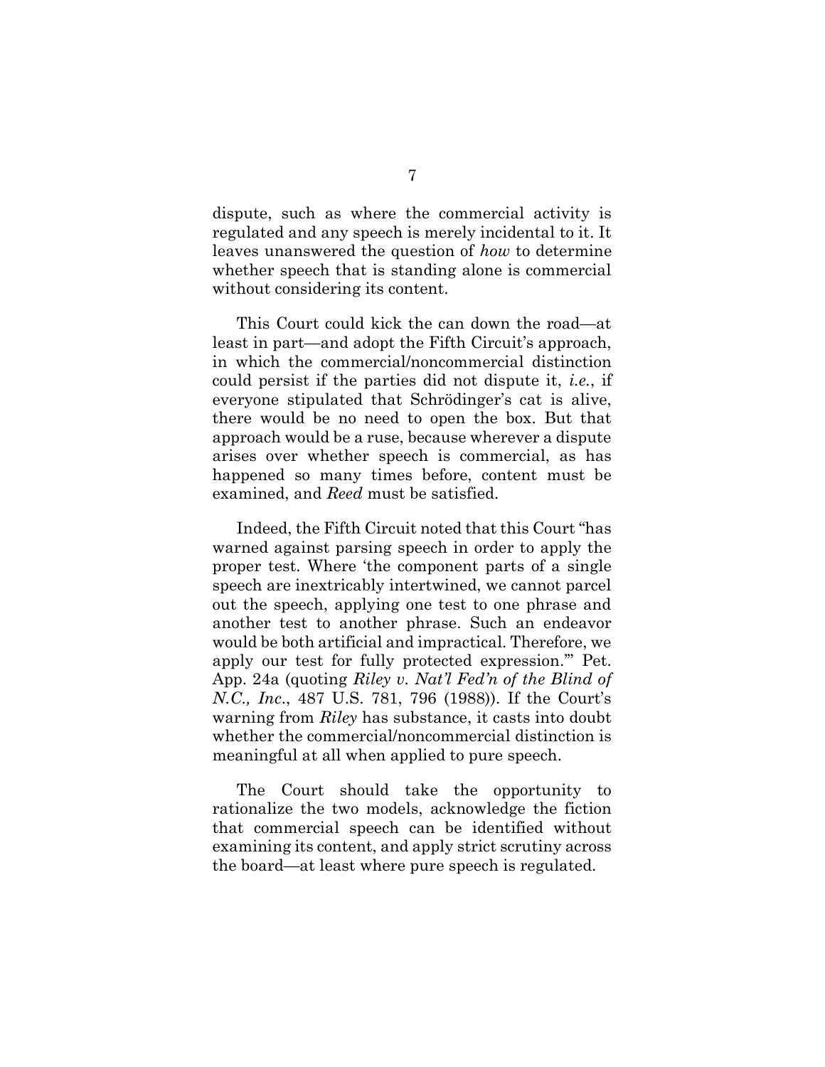dispute, such as where the commercial activity is regulated and any speech is merely incidental to it. It leaves unanswered the question of *how* to determine whether speech that is standing alone is commercial without considering its content.

This Court could kick the can down the road—at least in part—and adopt the Fifth Circuit's approach, in which the commercial/noncommercial distinction could persist if the parties did not dispute it, *i.e.*, if everyone stipulated that Schrödinger's cat is alive, there would be no need to open the box. But that approach would be a ruse, because wherever a dispute arises over whether speech is commercial, as has happened so many times before, content must be examined, and *Reed* must be satisfied.

Indeed, the Fifth Circuit noted that this Court "has warned against parsing speech in order to apply the proper test. Where 'the component parts of a single speech are inextricably intertwined, we cannot parcel out the speech, applying one test to one phrase and another test to another phrase. Such an endeavor would be both artificial and impractical. Therefore, we apply our test for fully protected expression.'" Pet. App. 24a (quoting *Riley v. Nat'l Fed'n of the Blind of N.C., Inc.*, 487 U.S. 781, 796 (1988)). If the Court's warning from *Riley* has substance, it casts into doubt whether the commercial/noncommercial distinction is meaningful at all when applied to pure speech.

The Court should take the opportunity to rationalize the two models, acknowledge the fiction that commercial speech can be identified without examining its content, and apply strict scrutiny across the board—at least where pure speech is regulated.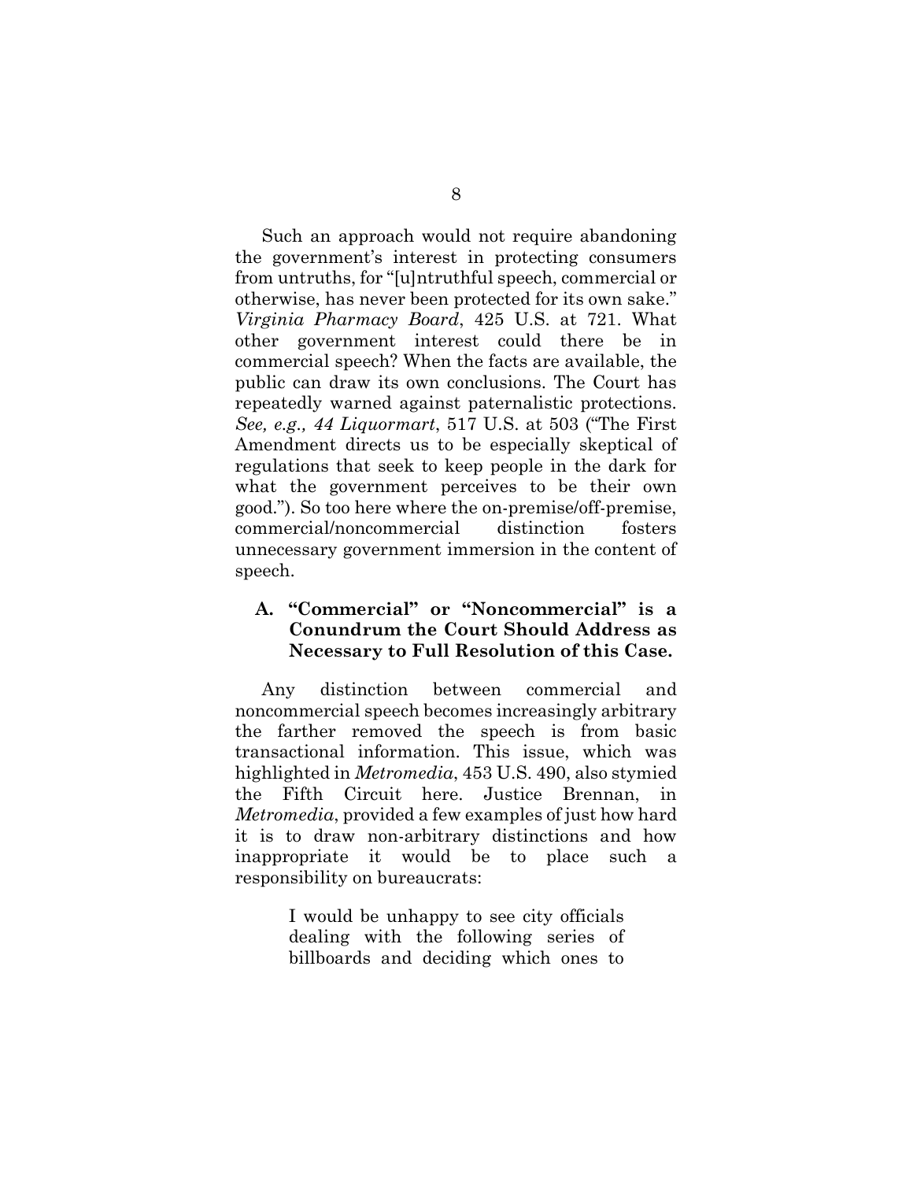Such an approach would not require abandoning the government's interest in protecting consumers from untruths, for "[u]ntruthful speech, commercial or otherwise, has never been protected for its own sake." *Virginia Pharmacy Board*, 425 U.S. at 721. What other government interest could there be in commercial speech? When the facts are available, the public can draw its own conclusions. The Court has repeatedly warned against paternalistic protections. *See, e.g., 44 Liquormart*, 517 U.S. at 503 ("The First Amendment directs us to be especially skeptical of regulations that seek to keep people in the dark for what the government perceives to be their own good."). So too here where the on-premise/off-premise, commercial/noncommercial distinction fosters unnecessary government immersion in the content of speech.

### A. "Commercial" or "Noncommercial" is a Conundrum the Court Should Address as Necessary to Full Resolution of this Case.

Any distinction between commercial and noncommercial speech becomes increasingly arbitrary the farther removed the speech is from basic transactional information. This issue, which was highlighted in *Metromedia*, 453 U.S. 490, also stymied the Fifth Circuit here. Justice Brennan, in *Metromedia*, provided a few examples of just how hard it is to draw non-arbitrary distinctions and how inappropriate it would be to place such a responsibility on bureaucrats:

> I would be unhappy to see city officials dealing with the following series of billboards and deciding which ones to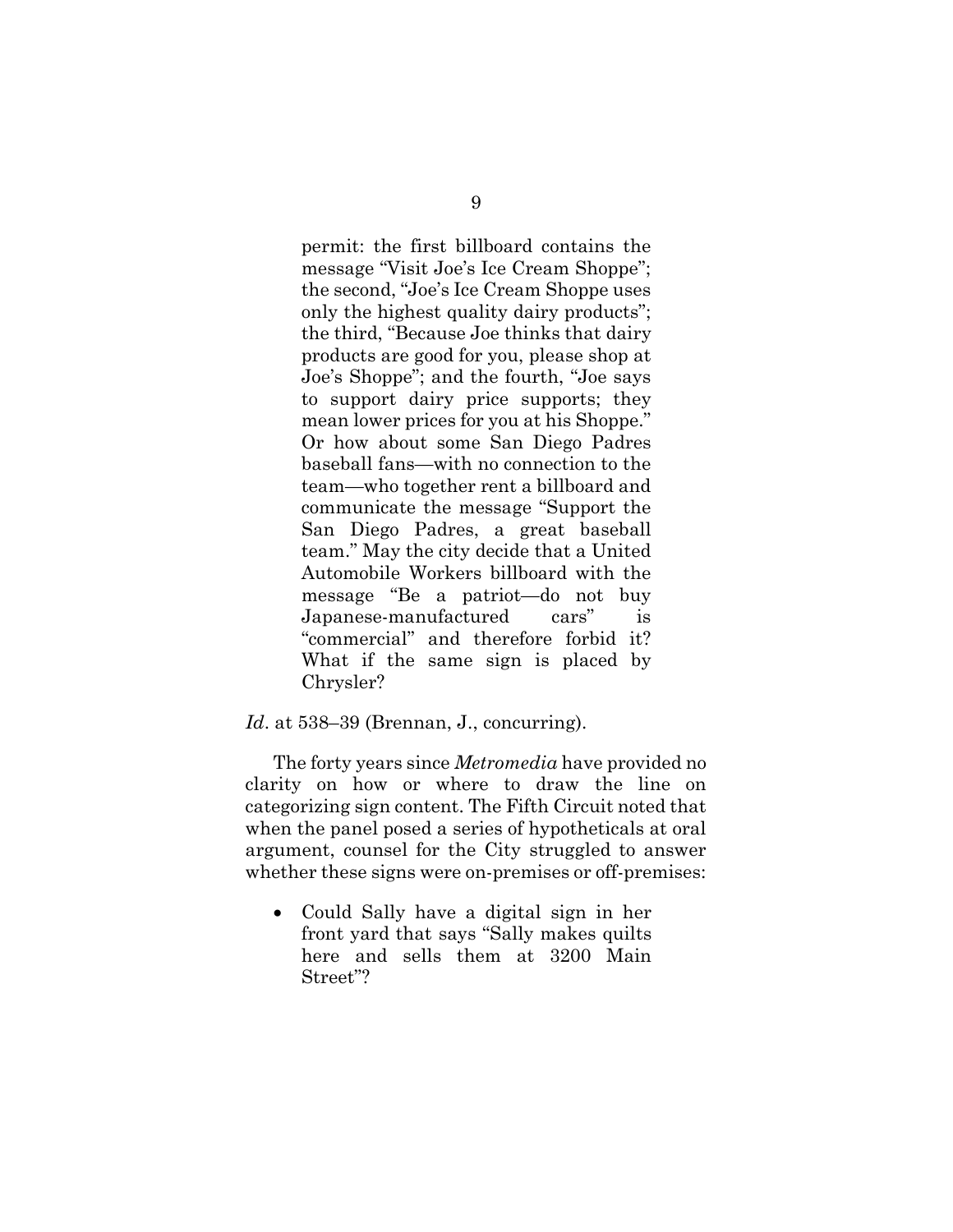> permit: the first billboard contains the message "Visit Joe's Ice Cream Shoppe"; the second, "Joe's Ice Cream Shoppe uses only the highest quality dairy products"; the third, "Because Joe thinks that dairy products are good for you, please shop at Joe's Shoppe"; and the fourth, "Joe says to support dairy price supports; they mean lower prices for you at his Shoppe." Or how about some San Diego Padres baseball fans—with no connection to the team—who together rent a billboard and communicate the message "Support the San Diego Padres, a great baseball team." May the city decide that a United Automobile Workers billboard with the message "Be a patriot—do not buy Japanese-manufactured cars" is "commercial" and therefore forbid it? What if the same sign is placed by Chrysler?

*Id*. at 538–39 (Brennan, J., concurring).

The forty years since *Metromedia* have provided no clarity on how or where to draw the line on categorizing sign content. The Fifth Circuit noted that when the panel posed a series of hypotheticals at oral argument, counsel for the City struggled to answer whether these signs were on-premises or off-premises:

- Could Sally have a digital sign in her front yard that says "Sally makes quilts here and sells them at 3200 Main Street"?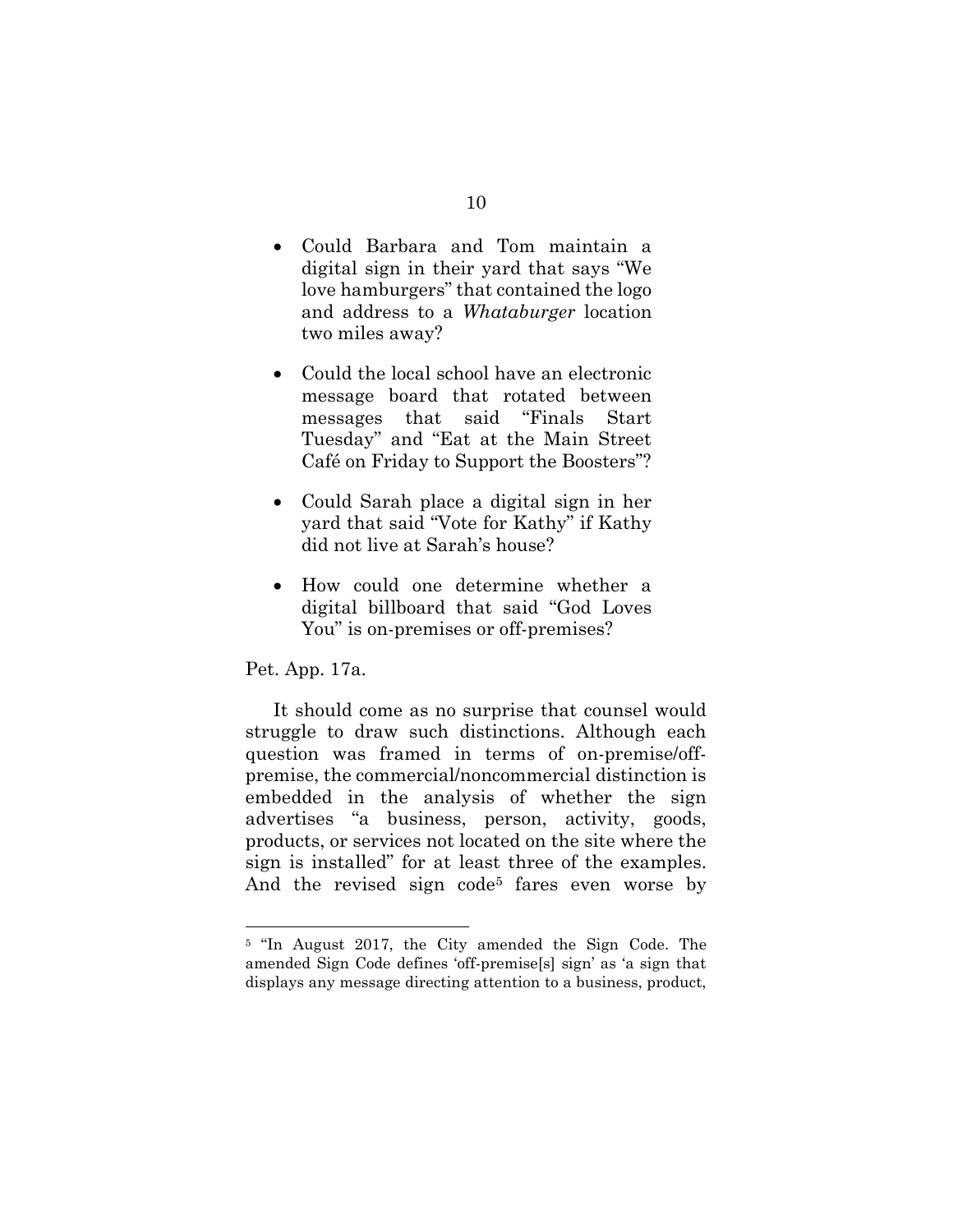- Could Barbara and Tom maintain a digital sign in their yard that says "We love hamburgers" that contained the logo and address to a *Whataburger* location two miles away?

- Could the local school have an electronic message board that rotated between messages that said "Finals Start Tuesday" and "Eat at the Main Street Café on Friday to Support the Boosters"?

- Could Sarah place a digital sign in her yard that said "Vote for Kathy" if Kathy did not live at Sarah's house?

- How could one determine whether a digital billboard that said "God Loves You" is on-premises or off-premises?

Pet. App. 17a.

It should come as no surprise that counsel would struggle to draw such distinctions. Although each question was framed in terms of on-premise/off-premise, the commercial/noncommercial distinction is embedded in the analysis of whether the sign advertises "a business, person, activity, goods, products, or services not located on the site where the sign is installed" for at least three of the examples. And the revised sign code[5] fares even worse by

---

[5] "In August 2017, the City amended the Sign Code. The amended Sign Code defines 'off-premise[s] sign' as 'a sign that displays any message directing attention to a business, product,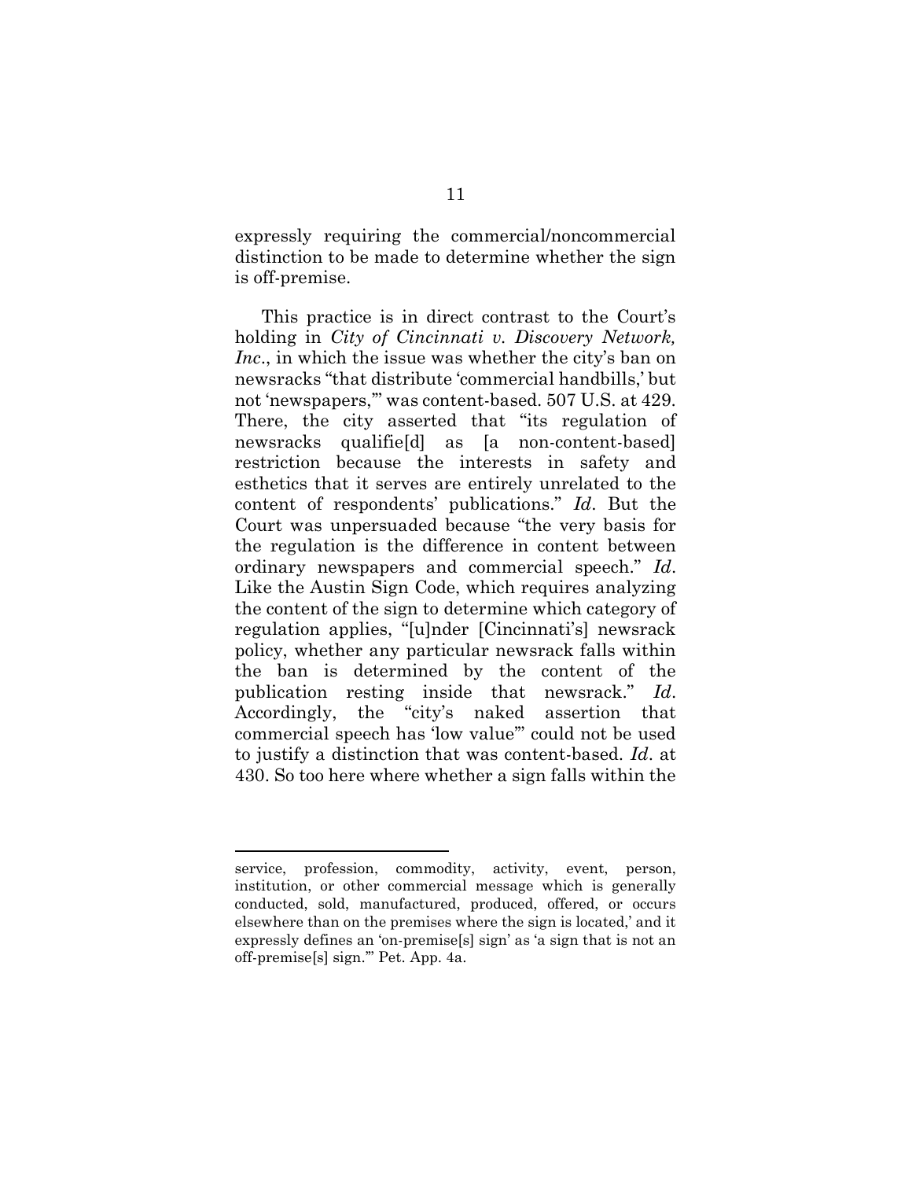expressly requiring the commercial/noncommercial distinction to be made to determine whether the sign is off-premise.

This practice is in direct contrast to the Court's holding in *City of Cincinnati v. Discovery Network, Inc*., in which the issue was whether the city's ban on newsracks "that distribute 'commercial handbills,' but not 'newspapers,'" was content-based. 507 U.S. at 429. There, the city asserted that "its regulation of newsracks qualifie[d] as [a non-content-based] restriction because the interests in safety and esthetics that it serves are entirely unrelated to the content of respondents' publications." *Id*. But the Court was unpersuaded because "the very basis for the regulation is the difference in content between ordinary newspapers and commercial speech." *Id*. Like the Austin Sign Code, which requires analyzing the content of the sign to determine which category of regulation applies, "[u]nder [Cincinnati's] newsrack policy, whether any particular newsrack falls within the ban is determined by the content of the publication resting inside that newsrack." *Id*. Accordingly, the "city's naked assertion that commercial speech has 'low value'" could not be used to justify a distinction that was content-based. *Id*. at 430. So too here where whether a sign falls within the

---

service, profession, commodity, activity, event, person, institution, or other commercial message which is generally conducted, sold, manufactured, produced, offered, or occurs elsewhere than on the premises where the sign is located,' and it expressly defines an 'on-premise[s] sign' as 'a sign that is not an off-premise[s] sign.'" Pet. App. 4a.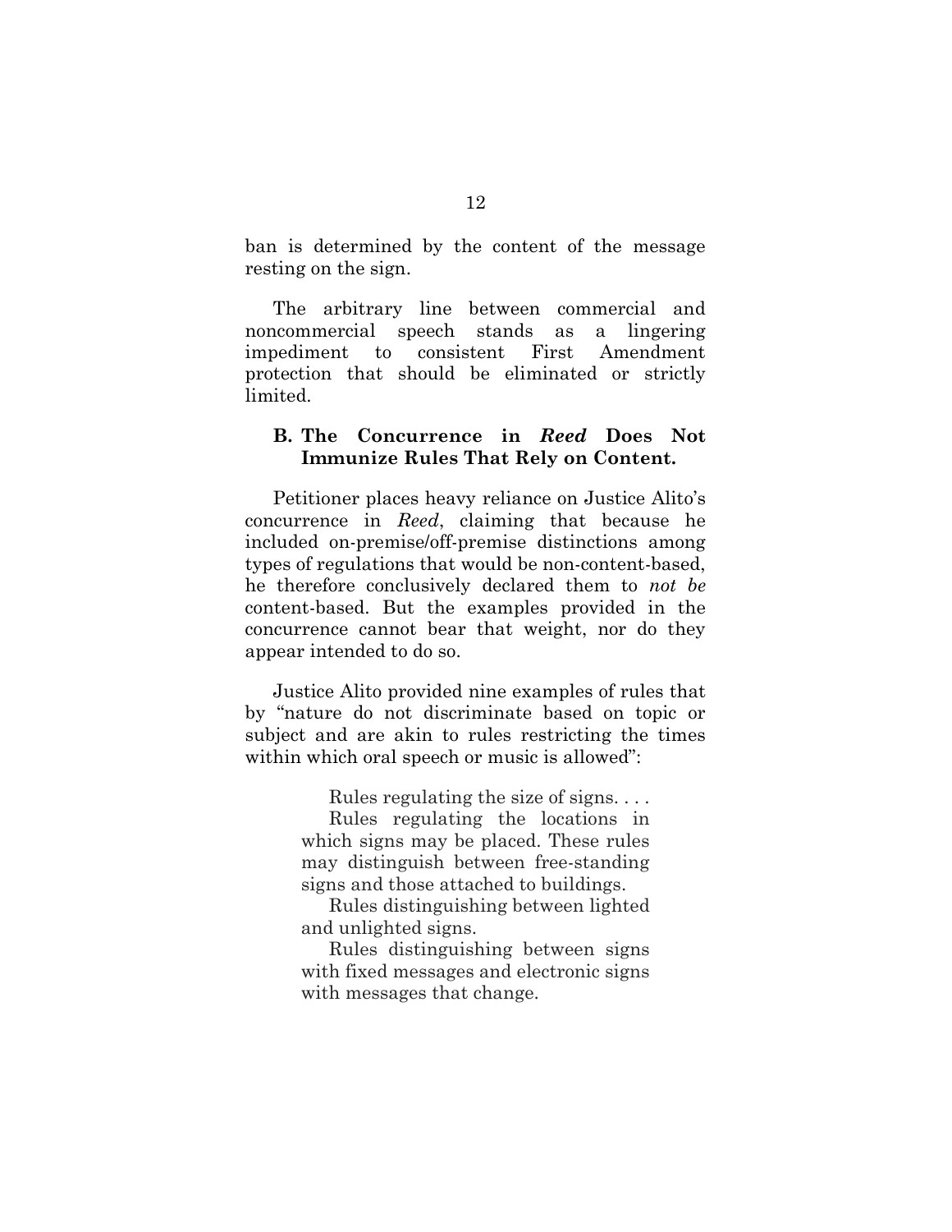ban is determined by the content of the message resting on the sign.

The arbitrary line between commercial and noncommercial speech stands as a lingering impediment to consistent First Amendment protection that should be eliminated or strictly limited.

### B. The Concurrence in *Reed* Does Not Immunize Rules That Rely on Content.

Petitioner places heavy reliance on Justice Alito's concurrence in *Reed*, claiming that because he included on-premise/off-premise distinctions among types of regulations that would be non-content-based, he therefore conclusively declared them to *not be* content-based. But the examples provided in the concurrence cannot bear that weight, nor do they appear intended to do so.

Justice Alito provided nine examples of rules that by "nature do not discriminate based on topic or subject and are akin to rules restricting the times within which oral speech or music is allowed":

> Rules regulating the size of signs. . . .
>
> Rules regulating the locations in which signs may be placed. These rules may distinguish between free-standing signs and those attached to buildings.
>
> Rules distinguishing between lighted and unlighted signs.
>
> Rules distinguishing between signs with fixed messages and electronic signs with messages that change.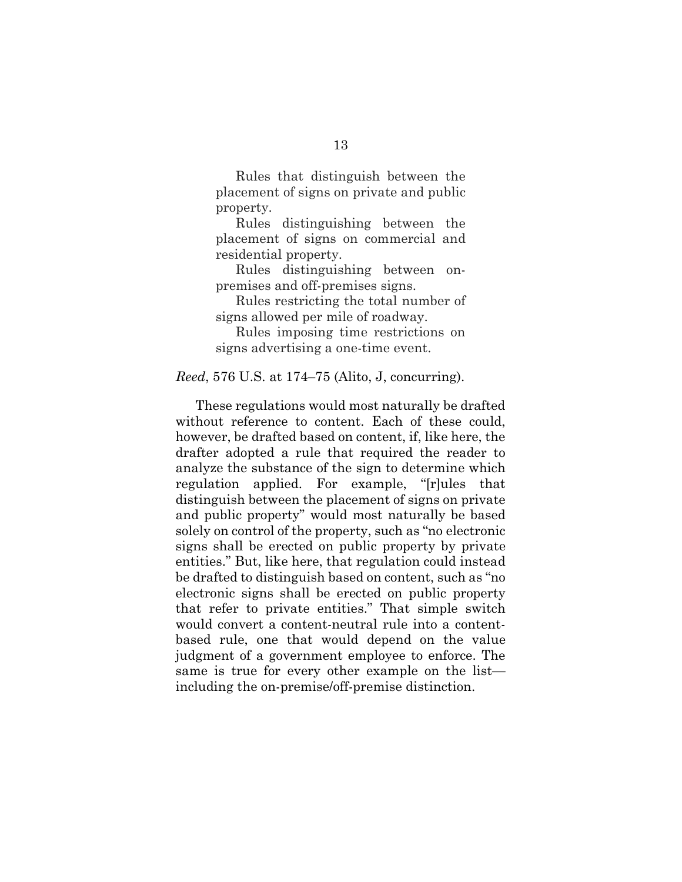> Rules that distinguish between the placement of signs on private and public property.
>
> Rules distinguishing between the placement of signs on commercial and residential property.
>
> Rules distinguishing between on-premises and off-premises signs.
>
> Rules restricting the total number of signs allowed per mile of roadway.
>
> Rules imposing time restrictions on signs advertising a one-time event.

*Reed*, 576 U.S. at 174–75 (Alito, J, concurring).

These regulations would most naturally be drafted without reference to content. Each of these could, however, be drafted based on content, if, like here, the drafter adopted a rule that required the reader to analyze the substance of the sign to determine which regulation applied. For example, "[r]ules that distinguish between the placement of signs on private and public property" would most naturally be based solely on control of the property, such as "no electronic signs shall be erected on public property by private entities." But, like here, that regulation could instead be drafted to distinguish based on content, such as "no electronic signs shall be erected on public property that refer to private entities." That simple switch would convert a content-neutral rule into a content-based rule, one that would depend on the value judgment of a government employee to enforce. The same is true for every other example on the list—including the on-premise/off-premise distinction.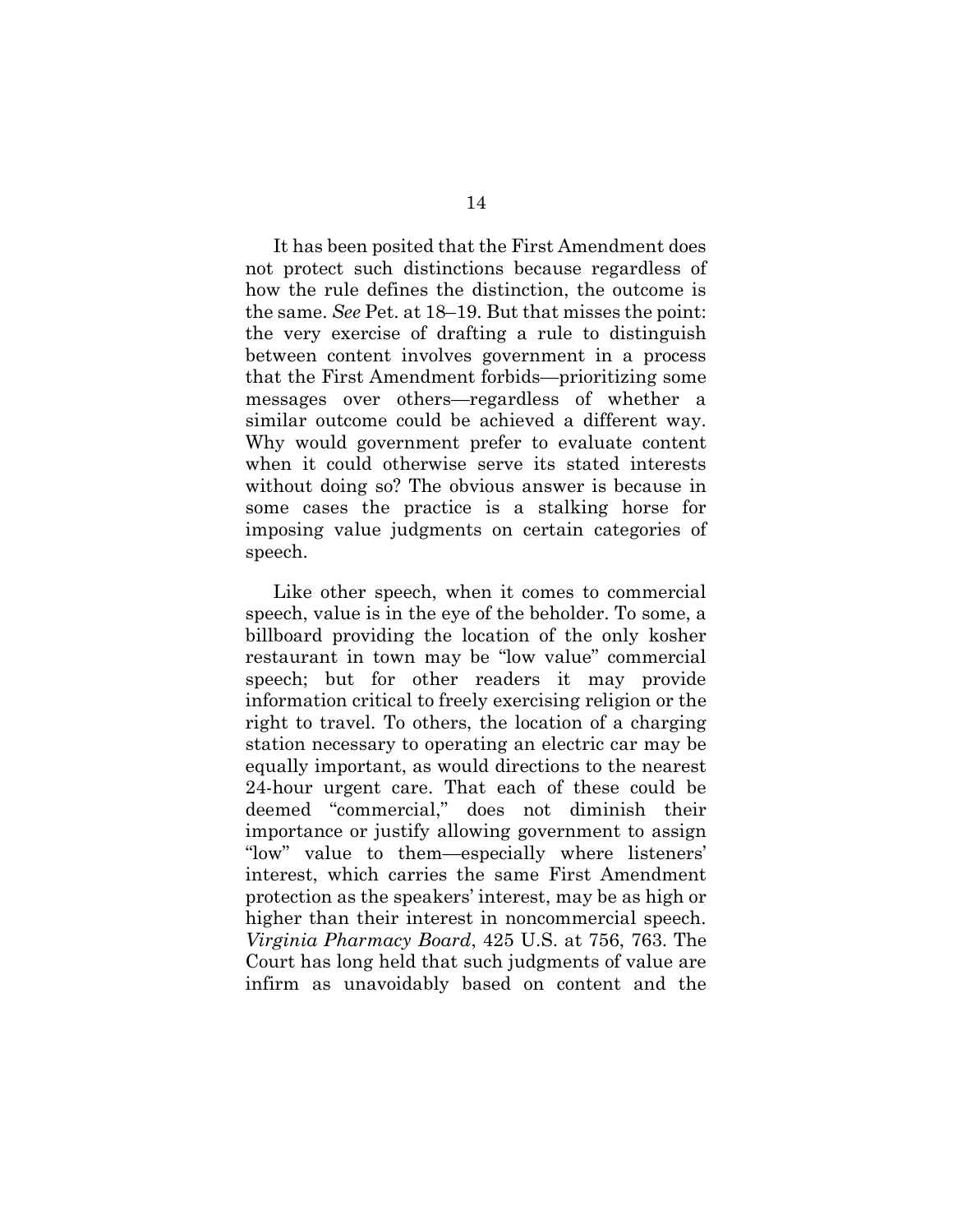It has been posited that the First Amendment does not protect such distinctions because regardless of how the rule defines the distinction, the outcome is the same. *See* Pet. at 18–19. But that misses the point: the very exercise of drafting a rule to distinguish between content involves government in a process that the First Amendment forbids—prioritizing some messages over others—regardless of whether a similar outcome could be achieved a different way. Why would government prefer to evaluate content when it could otherwise serve its stated interests without doing so? The obvious answer is because in some cases the practice is a stalking horse for imposing value judgments on certain categories of speech.

Like other speech, when it comes to commercial speech, value is in the eye of the beholder. To some, a billboard providing the location of the only kosher restaurant in town may be "low value" commercial speech; but for other readers it may provide information critical to freely exercising religion or the right to travel. To others, the location of a charging station necessary to operating an electric car may be equally important, as would directions to the nearest 24-hour urgent care. That each of these could be deemed "commercial," does not diminish their importance or justify allowing government to assign "low" value to them—especially where listeners' interest, which carries the same First Amendment protection as the speakers' interest, may be as high or higher than their interest in noncommercial speech. *Virginia Pharmacy Board*, 425 U.S. at 756, 763. The Court has long held that such judgments of value are infirm as unavoidably based on content and the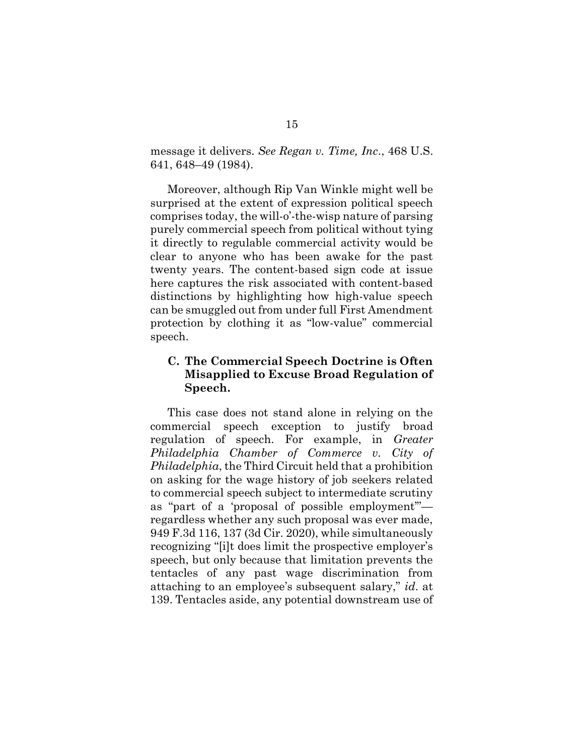message it delivers. *See Regan v. Time, Inc.*, 468 U.S. 641, 648–49 (1984).

Moreover, although Rip Van Winkle might well be surprised at the extent of expression political speech comprises today, the will-o'-the-wisp nature of parsing purely commercial speech from political without tying it directly to regulable commercial activity would be clear to anyone who has been awake for the past twenty years. The content-based sign code at issue here captures the risk associated with content-based distinctions by highlighting how high-value speech can be smuggled out from under full First Amendment protection by clothing it as "low-value" commercial speech.

### C. The Commercial Speech Doctrine is Often Misapplied to Excuse Broad Regulation of Speech.

This case does not stand alone in relying on the commercial speech exception to justify broad regulation of speech. For example, in *Greater Philadelphia Chamber of Commerce v. City of Philadelphia*, the Third Circuit held that a prohibition on asking for the wage history of job seekers related to commercial speech subject to intermediate scrutiny as "part of a 'proposal of possible employment'"—regardless whether any such proposal was ever made, 949 F.3d 116, 137 (3d Cir. 2020), while simultaneously recognizing "[i]t does limit the prospective employer's speech, but only because that limitation prevents the tentacles of any past wage discrimination from attaching to an employee's subsequent salary," *id.* at 139. Tentacles aside, any potential downstream use of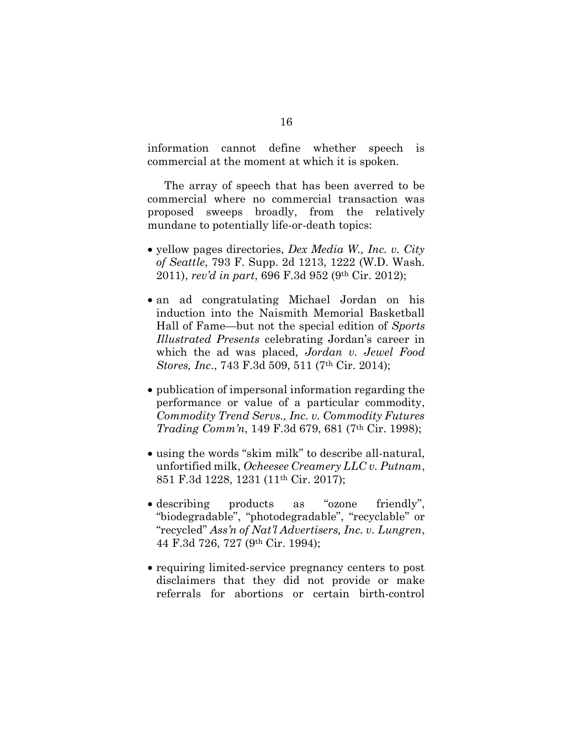information cannot define whether speech is commercial at the moment at which it is spoken.

The array of speech that has been averred to be commercial where no commercial transaction was proposed sweeps broadly, from the relatively mundane to potentially life-or-death topics:

- yellow pages directories, *Dex Media W., Inc. v. City of Seattle*, 793 F. Supp. 2d 1213, 1222 (W.D. Wash. 2011), *rev'd in part*, 696 F.3d 952 (9th Cir. 2012);
- an ad congratulating Michael Jordan on his induction into the Naismith Memorial Basketball Hall of Fame—but not the special edition of *Sports Illustrated Presents* celebrating Jordan's career in which the ad was placed, *Jordan v. Jewel Food Stores, Inc*., 743 F.3d 509, 511 (7th Cir. 2014);
- publication of impersonal information regarding the performance or value of a particular commodity, *Commodity Trend Servs., Inc. v. Commodity Futures Trading Comm'n*, 149 F.3d 679, 681 (7th Cir. 1998);
- using the words "skim milk" to describe all-natural, unfortified milk, *Ocheesee Creamery LLC v. Putnam*, 851 F.3d 1228, 1231 (11th Cir. 2017);
- describing products as "ozone friendly", "biodegradable", "photodegradable", "recyclable" or "recycled" *Ass'n of Nat'l Advertisers, Inc. v. Lungren*, 44 F.3d 726, 727 (9th Cir. 1994);
- requiring limited-service pregnancy centers to post disclaimers that they did not provide or make referrals for abortions or certain birth-control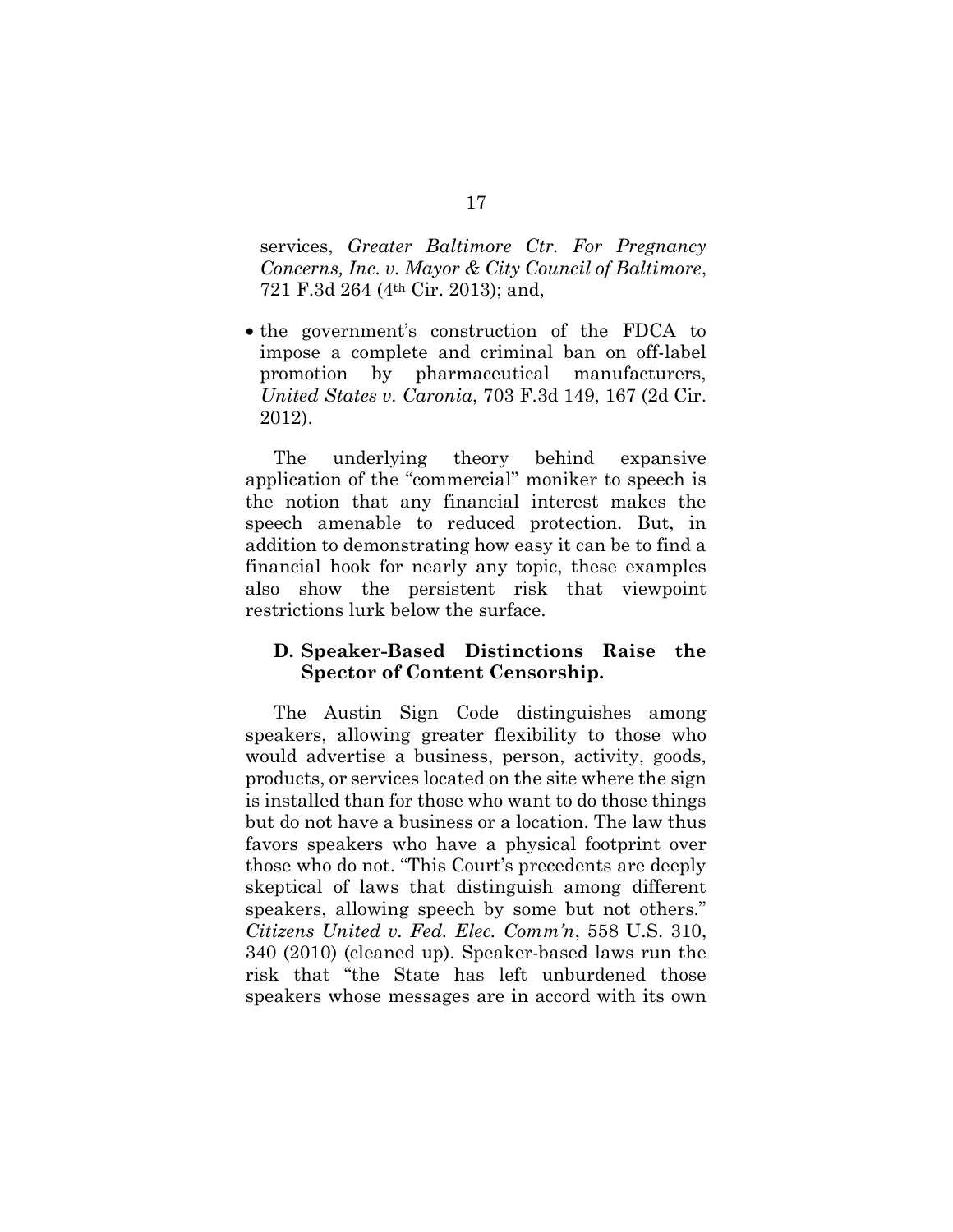services, *Greater Baltimore Ctr. For Pregnancy Concerns, Inc. v. Mayor & City Council of Baltimore*, 721 F.3d 264 (4th Cir. 2013); and,

- the government's construction of the FDCA to impose a complete and criminal ban on off-label promotion by pharmaceutical manufacturers, *United States v. Caronia*, 703 F.3d 149, 167 (2d Cir. 2012).

The underlying theory behind expansive application of the "commercial" moniker to speech is the notion that any financial interest makes the speech amenable to reduced protection. But, in addition to demonstrating how easy it can be to find a financial hook for nearly any topic, these examples also show the persistent risk that viewpoint restrictions lurk below the surface.

### D. Speaker-Based Distinctions Raise the Spector of Content Censorship.

The Austin Sign Code distinguishes among speakers, allowing greater flexibility to those who would advertise a business, person, activity, goods, products, or services located on the site where the sign is installed than for those who want to do those things but do not have a business or a location. The law thus favors speakers who have a physical footprint over those who do not. "This Court's precedents are deeply skeptical of laws that distinguish among different speakers, allowing speech by some but not others." *Citizens United v. Fed. Elec. Comm'n*, 558 U.S. 310, 340 (2010) (cleaned up). Speaker-based laws run the risk that "the State has left unburdened those speakers whose messages are in accord with its own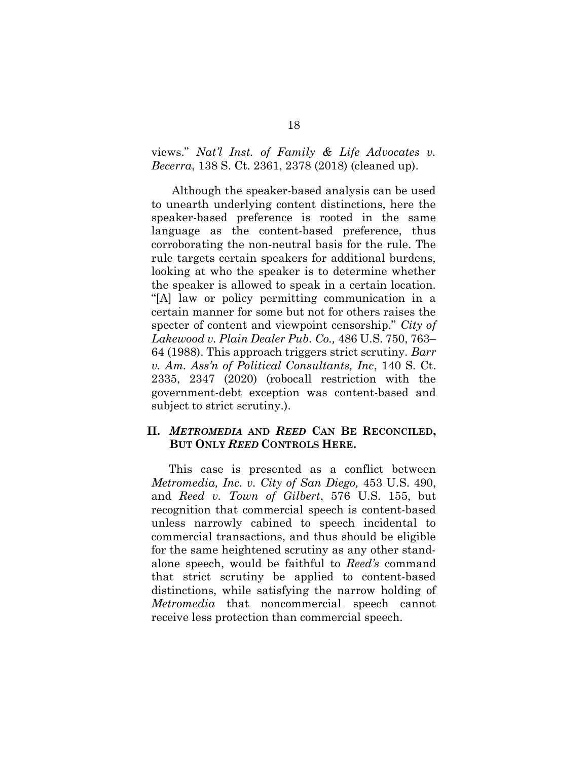views." *Nat'l Inst. of Family & Life Advocates v. Becerra*, 138 S. Ct. 2361, 2378 (2018) (cleaned up).

Although the speaker-based analysis can be used to unearth underlying content distinctions, here the speaker-based preference is rooted in the same language as the content-based preference, thus corroborating the non-neutral basis for the rule. The rule targets certain speakers for additional burdens, looking at who the speaker is to determine whether the speaker is allowed to speak in a certain location. "[A] law or policy permitting communication in a certain manner for some but not for others raises the specter of content and viewpoint censorship." *City of Lakewood v. Plain Dealer Pub. Co.,* 486 U.S. 750, 763–64 (1988). This approach triggers strict scrutiny. *Barr v. Am. Ass'n of Political Consultants, Inc*, 140 S. Ct. 2335, 2347 (2020) (robocall restriction with the government-debt exception was content-based and subject to strict scrutiny.).

## II. *METROMEDIA* AND *REED* CAN BE RECONCILED, BUT ONLY *REED* CONTROLS HERE.

This case is presented as a conflict between *Metromedia, Inc. v. City of San Diego,* 453 U.S. 490, and *Reed v. Town of Gilbert*, 576 U.S. 155, but recognition that commercial speech is content-based unless narrowly cabined to speech incidental to commercial transactions, and thus should be eligible for the same heightened scrutiny as any other stand-alone speech, would be faithful to *Reed's* command that strict scrutiny be applied to content-based distinctions, while satisfying the narrow holding of *Metromedia* that noncommercial speech cannot receive less protection than commercial speech.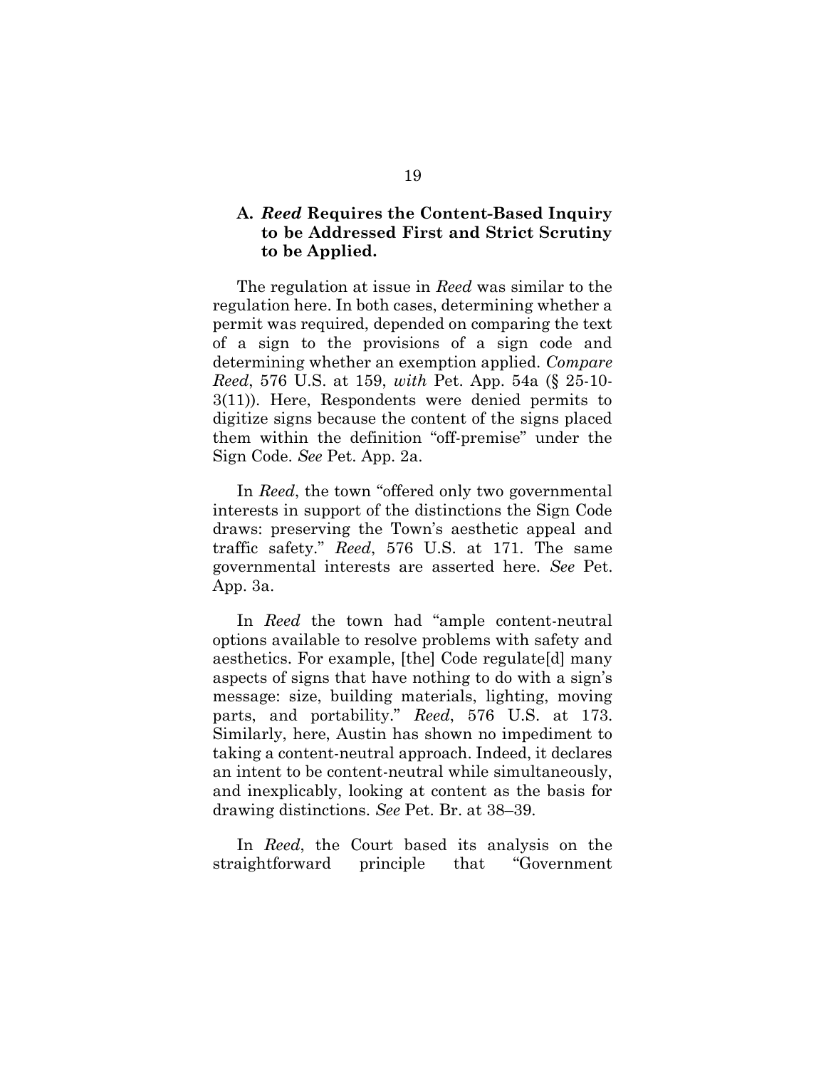### A. *Reed* Requires the Content-Based Inquiry to be Addressed First and Strict Scrutiny to be Applied.

The regulation at issue in *Reed* was similar to the regulation here. In both cases, determining whether a permit was required, depended on comparing the text of a sign to the provisions of a sign code and determining whether an exemption applied. *Compare Reed*, 576 U.S. at 159, *with* Pet. App. 54a (§ 25-10-3(11)). Here, Respondents were denied permits to digitize signs because the content of the signs placed them within the definition "off-premise" under the Sign Code. *See* Pet. App. 2a.

In *Reed*, the town "offered only two governmental interests in support of the distinctions the Sign Code draws: preserving the Town's aesthetic appeal and traffic safety." *Reed*, 576 U.S. at 171. The same governmental interests are asserted here. *See* Pet. App. 3a.

In *Reed* the town had "ample content-neutral options available to resolve problems with safety and aesthetics. For example, [the] Code regulate[d] many aspects of signs that have nothing to do with a sign's message: size, building materials, lighting, moving parts, and portability." *Reed*, 576 U.S. at 173. Similarly, here, Austin has shown no impediment to taking a content-neutral approach. Indeed, it declares an intent to be content-neutral while simultaneously, and inexplicably, looking at content as the basis for drawing distinctions. *See* Pet. Br. at 38–39.

In *Reed*, the Court based its analysis on the straightforward principle that "Government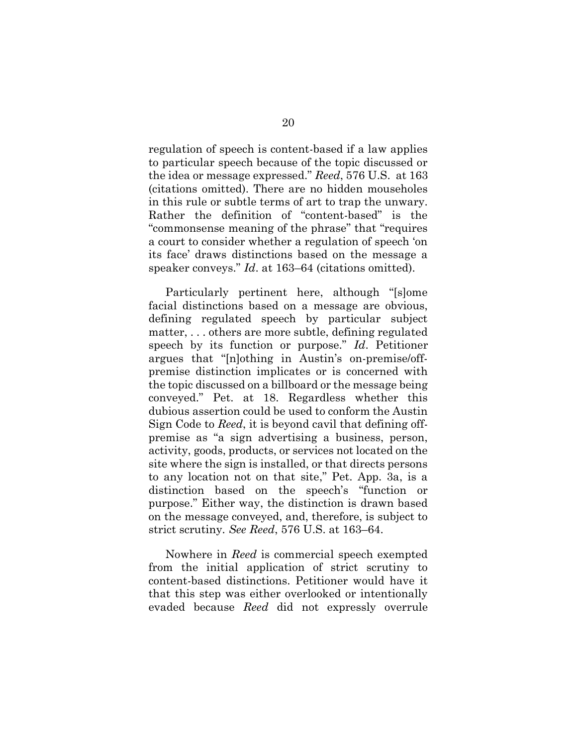regulation of speech is content-based if a law applies to particular speech because of the topic discussed or the idea or message expressed." *Reed*, 576 U.S. at 163 (citations omitted). There are no hidden mouseholes in this rule or subtle terms of art to trap the unwary. Rather the definition of "content-based" is the "commonsense meaning of the phrase" that "requires a court to consider whether a regulation of speech 'on its face' draws distinctions based on the message a speaker conveys." *Id*. at 163–64 (citations omitted).

Particularly pertinent here, although "[s]ome facial distinctions based on a message are obvious, defining regulated speech by particular subject matter, . . . others are more subtle, defining regulated speech by its function or purpose." *Id*. Petitioner argues that "[n]othing in Austin's on-premise/off-premise distinction implicates or is concerned with the topic discussed on a billboard or the message being conveyed." Pet. at 18. Regardless whether this dubious assertion could be used to conform the Austin Sign Code to *Reed*, it is beyond cavil that defining off-premise as "a sign advertising a business, person, activity, goods, products, or services not located on the site where the sign is installed, or that directs persons to any location not on that site," Pet. App. 3a, is a distinction based on the speech's "function or purpose." Either way, the distinction is drawn based on the message conveyed, and, therefore, is subject to strict scrutiny. *See Reed*, 576 U.S. at 163–64.

Nowhere in *Reed* is commercial speech exempted from the initial application of strict scrutiny to content-based distinctions. Petitioner would have it that this step was either overlooked or intentionally evaded because *Reed* did not expressly overrule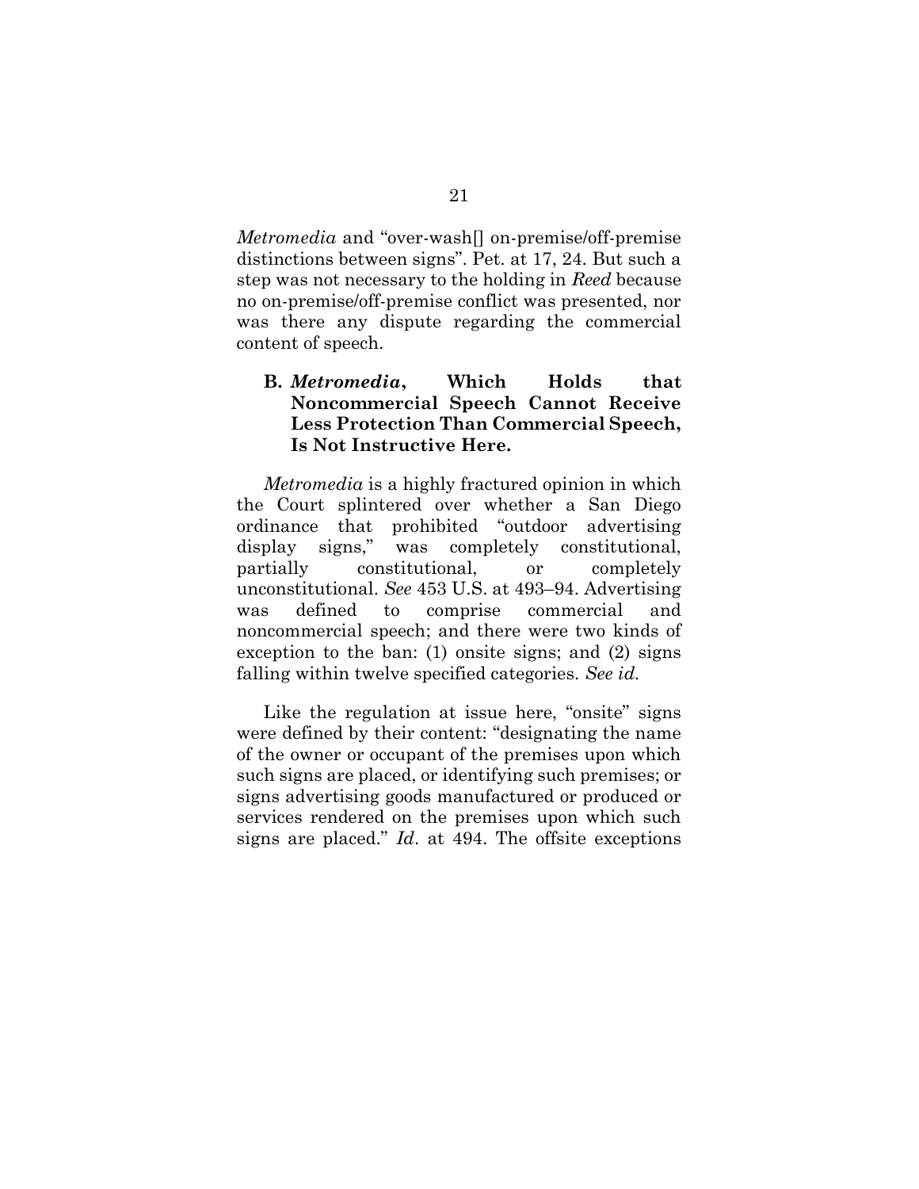*Metromedia* and "over-wash[] on-premise/off-premise distinctions between signs". Pet. at 17, 24. But such a step was not necessary to the holding in *Reed* because no on-premise/off-premise conflict was presented, nor was there any dispute regarding the commercial content of speech.

### B. *Metromedia*, Which Holds that Noncommercial Speech Cannot Receive Less Protection Than Commercial Speech, Is Not Instructive Here.

*Metromedia* is a highly fractured opinion in which the Court splintered over whether a San Diego ordinance that prohibited "outdoor advertising display signs," was completely constitutional, partially constitutional, or completely unconstitutional. *See* 453 U.S. at 493–94. Advertising was defined to comprise commercial and noncommercial speech; and there were two kinds of exception to the ban: (1) onsite signs; and (2) signs falling within twelve specified categories. *See id.*

Like the regulation at issue here, "onsite" signs were defined by their content: "designating the name of the owner or occupant of the premises upon which such signs are placed, or identifying such premises; or signs advertising goods manufactured or produced or services rendered on the premises upon which such signs are placed." *Id*. at 494. The offsite exceptions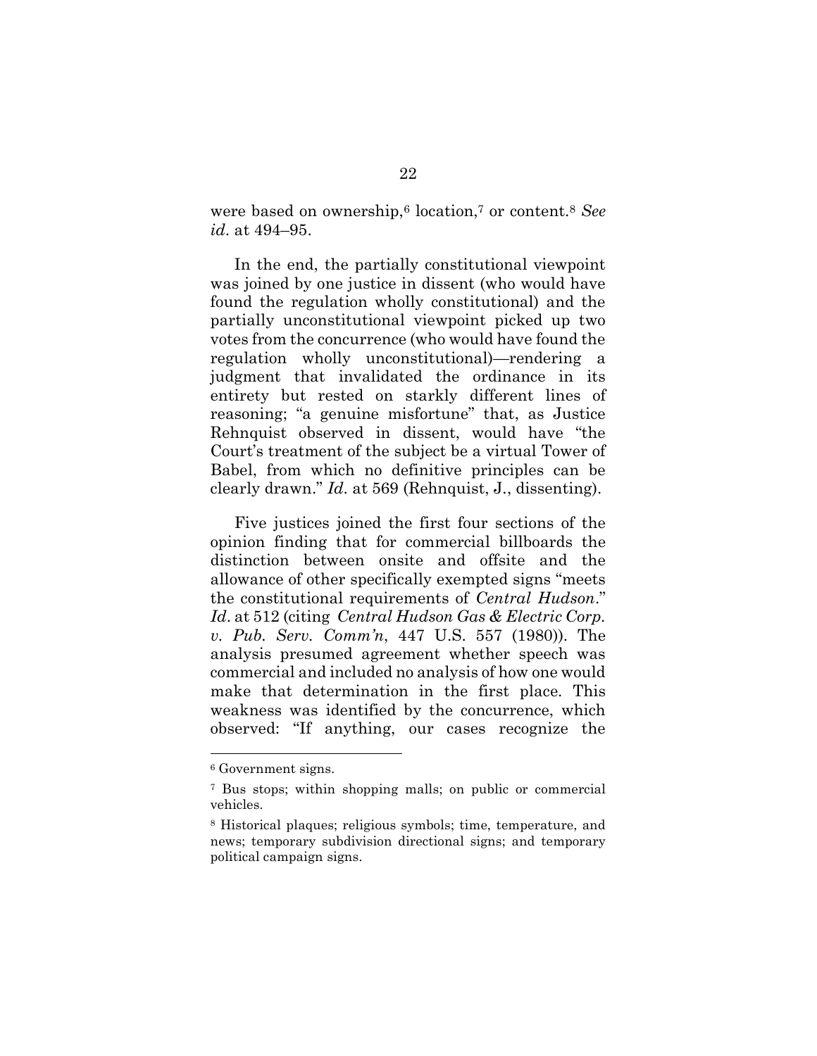were based on ownership,[6] location,[7] or content.[8] *See id*. at 494–95.

In the end, the partially constitutional viewpoint was joined by one justice in dissent (who would have found the regulation wholly constitutional) and the partially unconstitutional viewpoint picked up two votes from the concurrence (who would have found the regulation wholly unconstitutional)—rendering a judgment that invalidated the ordinance in its entirety but rested on starkly different lines of reasoning; "a genuine misfortune" that, as Justice Rehnquist observed in dissent, would have "the Court's treatment of the subject be a virtual Tower of Babel, from which no definitive principles can be clearly drawn." *Id*. at 569 (Rehnquist, J., dissenting).

Five justices joined the first four sections of the opinion finding that for commercial billboards the distinction between onsite and offsite and the allowance of other specifically exempted signs "meets the constitutional requirements of *Central Hudson*." *Id*. at 512 (citing *Central Hudson Gas & Electric Corp. v. Pub. Serv. Comm'n*, 447 U.S. 557 (1980)). The analysis presumed agreement whether speech was commercial and included no analysis of how one would make that determination in the first place. This weakness was identified by the concurrence, which observed: "If anything, our cases recognize the

---

[6] Government signs.

[7] Bus stops; within shopping malls; on public or commercial vehicles.

[8] Historical plaques; religious symbols; time, temperature, and news; temporary subdivision directional signs; and temporary political campaign signs.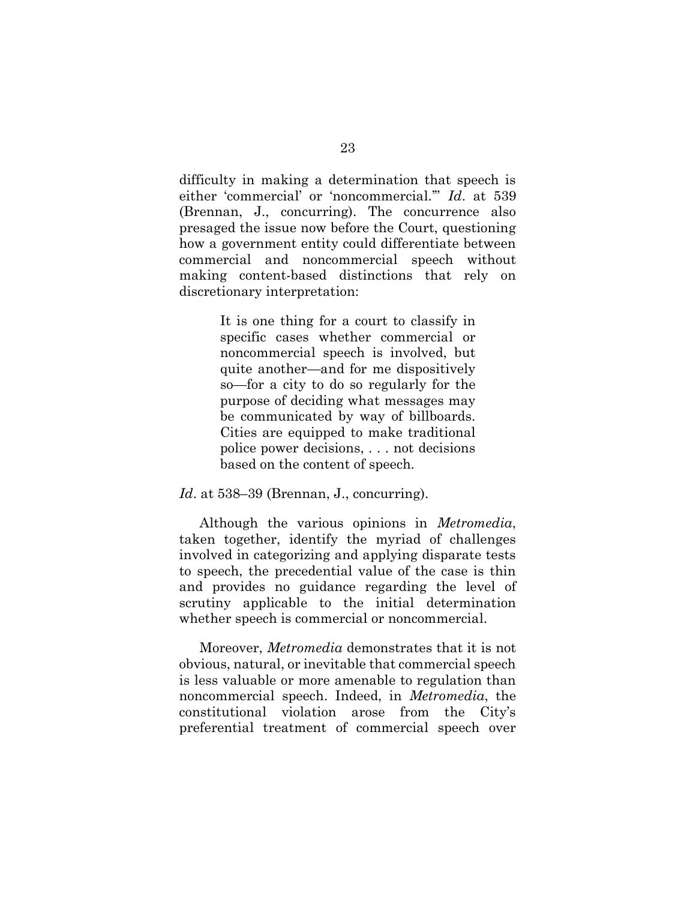difficulty in making a determination that speech is either 'commercial' or 'noncommercial.'" *Id*. at 539 (Brennan, J., concurring). The concurrence also presaged the issue now before the Court, questioning how a government entity could differentiate between commercial and noncommercial speech without making content-based distinctions that rely on discretionary interpretation:

> It is one thing for a court to classify in specific cases whether commercial or noncommercial speech is involved, but quite another—and for me dispositively so—for a city to do so regularly for the purpose of deciding what messages may be communicated by way of billboards. Cities are equipped to make traditional police power decisions, . . . not decisions based on the content of speech.

*Id*. at 538–39 (Brennan, J., concurring).

Although the various opinions in *Metromedia*, taken together, identify the myriad of challenges involved in categorizing and applying disparate tests to speech, the precedential value of the case is thin and provides no guidance regarding the level of scrutiny applicable to the initial determination whether speech is commercial or noncommercial.

Moreover, *Metromedia* demonstrates that it is not obvious, natural, or inevitable that commercial speech is less valuable or more amenable to regulation than noncommercial speech. Indeed, in *Metromedia*, the constitutional violation arose from the City's preferential treatment of commercial speech over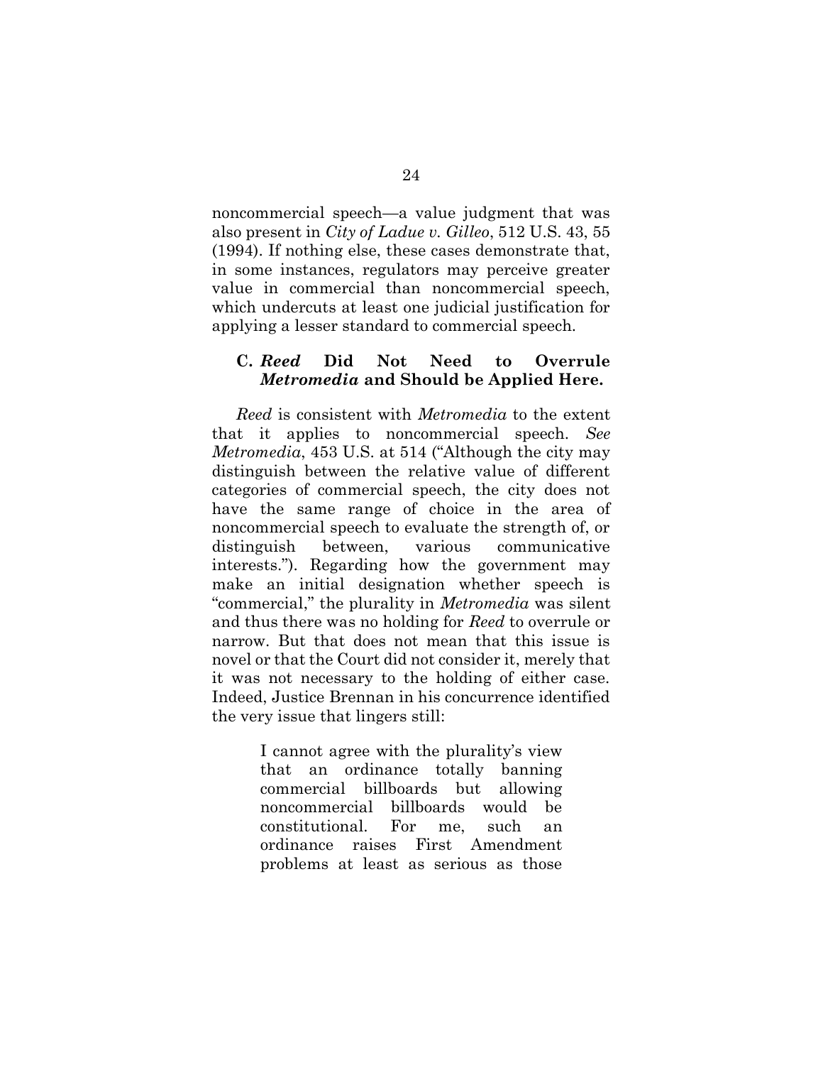noncommercial speech—a value judgment that was also present in *City of Ladue v. Gilleo*, 512 U.S. 43, 55 (1994). If nothing else, these cases demonstrate that, in some instances, regulators may perceive greater value in commercial than noncommercial speech, which undercuts at least one judicial justification for applying a lesser standard to commercial speech.

### C. *Reed* Did Not Need to Overrule *Metromedia* and Should be Applied Here.

*Reed* is consistent with *Metromedia* to the extent that it applies to noncommercial speech. *See Metromedia*, 453 U.S. at 514 ("Although the city may distinguish between the relative value of different categories of commercial speech, the city does not have the same range of choice in the area of noncommercial speech to evaluate the strength of, or distinguish between, various communicative interests."). Regarding how the government may make an initial designation whether speech is "commercial," the plurality in *Metromedia* was silent and thus there was no holding for *Reed* to overrule or narrow. But that does not mean that this issue is novel or that the Court did not consider it, merely that it was not necessary to the holding of either case. Indeed, Justice Brennan in his concurrence identified the very issue that lingers still:

> I cannot agree with the plurality's view that an ordinance totally banning commercial billboards but allowing noncommercial billboards would be constitutional. For me, such an ordinance raises First Amendment problems at least as serious as those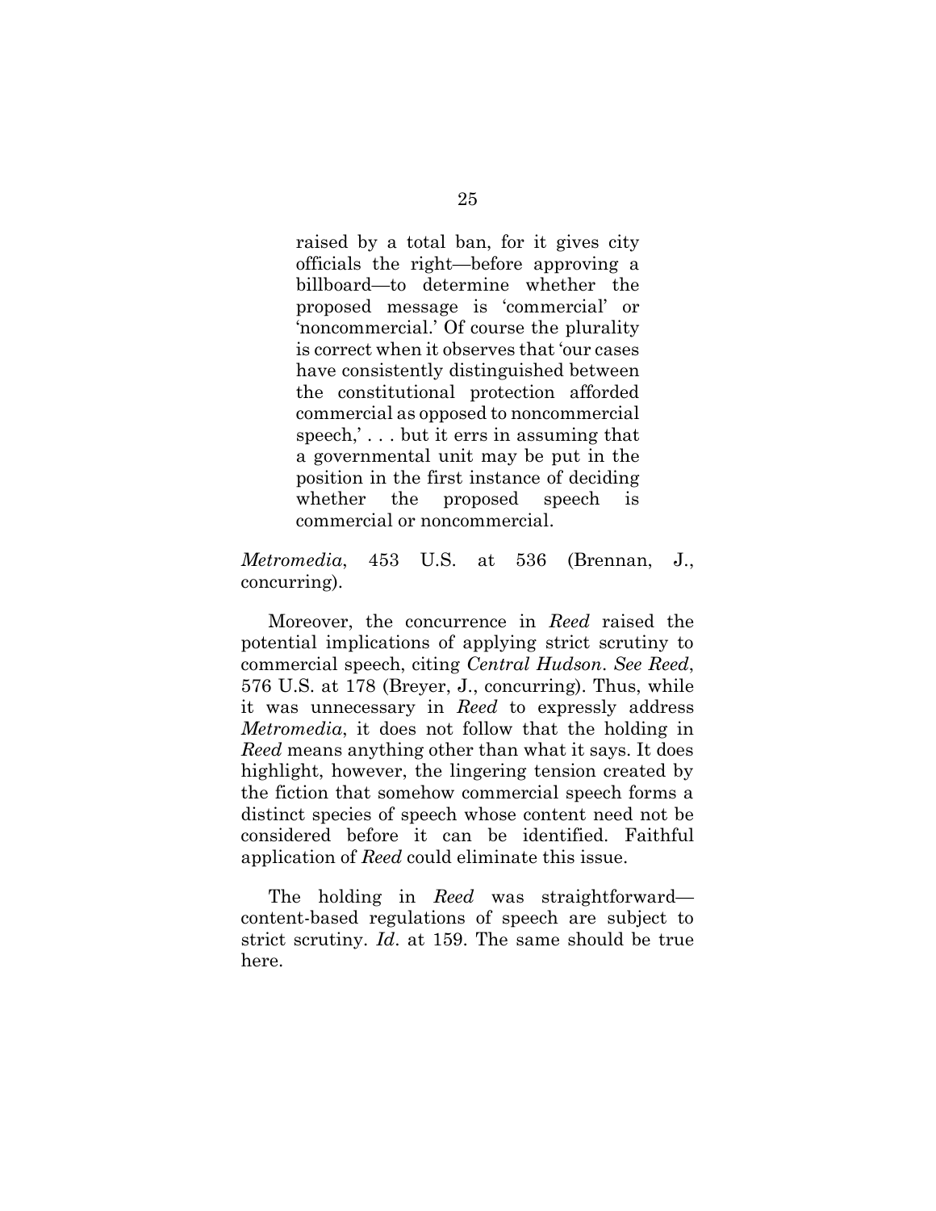> raised by a total ban, for it gives city officials the right—before approving a billboard—to determine whether the proposed message is 'commercial' or 'noncommercial.' Of course the plurality is correct when it observes that 'our cases have consistently distinguished between the constitutional protection afforded commercial as opposed to noncommercial speech,' . . . but it errs in assuming that a governmental unit may be put in the position in the first instance of deciding whether the proposed speech is commercial or noncommercial.

*Metromedia*, 453 U.S. at 536 (Brennan, J., concurring).

Moreover, the concurrence in *Reed* raised the potential implications of applying strict scrutiny to commercial speech, citing *Central Hudson*. *See Reed*, 576 U.S. at 178 (Breyer, J., concurring). Thus, while it was unnecessary in *Reed* to expressly address *Metromedia*, it does not follow that the holding in *Reed* means anything other than what it says. It does highlight, however, the lingering tension created by the fiction that somehow commercial speech forms a distinct species of speech whose content need not be considered before it can be identified. Faithful application of *Reed* could eliminate this issue.

The holding in *Reed* was straightforward—content-based regulations of speech are subject to strict scrutiny. *Id*. at 159. The same should be true here.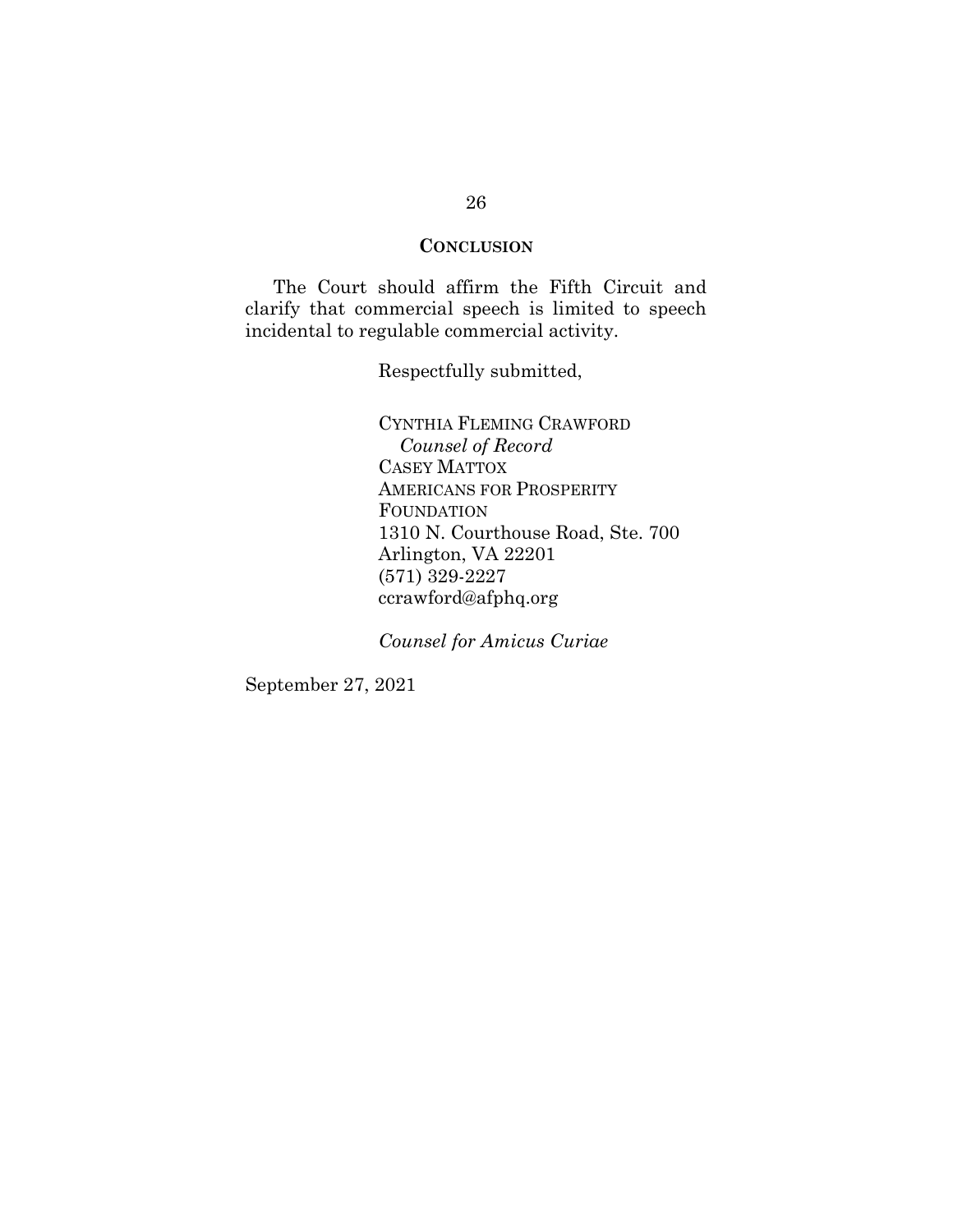## CONCLUSION

The Court should affirm the Fifth Circuit and clarify that commercial speech is limited to speech incidental to regulable commercial activity.

Respectfully submitted,

CYNTHIA FLEMING CRAWFORD
*Counsel of Record*
CASEY MATTOX
AMERICANS FOR PROSPERITY FOUNDATION
1310 N. Courthouse Road, Ste. 700
Arlington, VA 22201
(571) 329-2227
ccrawford@afphq.org

*Counsel for Amicus Curiae*

September 27, 2021